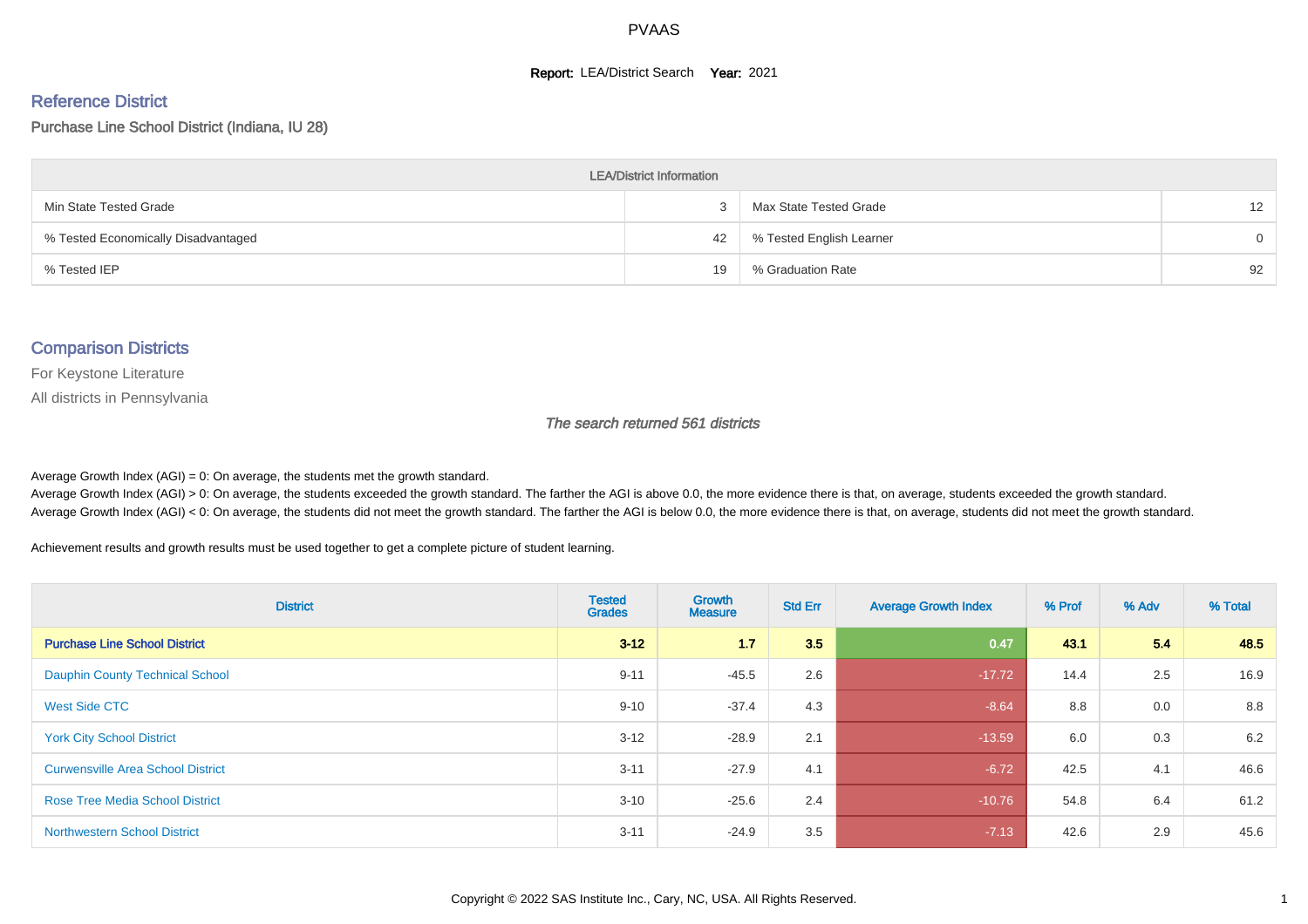PVAAS

**Report:** LEA/District Search **Year:** 2021

## Reference District

Purchase Line School District (Indiana, IU 28)

| LEA/District Information | | | |
|---|---|---|---|
| Min State Tested Grade | 3 | Max State Tested Grade | 12 |
| % Tested Economically Disadvantaged | 42 | % Tested English Learner | 0 |
| % Tested IEP | 19 | % Graduation Rate | 92 |

## Comparison Districts

For Keystone Literature

All districts in Pennsylvania

*The search returned 561 districts*

Average Growth Index (AGI) = 0: On average, the students met the growth standard.
Average Growth Index (AGI) > 0: On average, the students exceeded the growth standard. The farther the AGI is above 0.0, the more evidence there is that, on average, students exceeded the growth standard.
Average Growth Index (AGI) < 0: On average, the students did not meet the growth standard. The farther the AGI is below 0.0, the more evidence there is that, on average, students did not meet the growth standard.

Achievement results and growth results must be used together to get a complete picture of student learning.

| District | Tested Grades | Growth Measure | Std Err | Average Growth Index | % Prof | % Adv | % Total |
|---|---|---|---|---|---|---|---|
| **Purchase Line School District** | **3-12** | **1.7** | **3.5** | **0.47** | **43.1** | **5.4** | **48.5** |
| Dauphin County Technical School | 9-11 | -45.5 | 2.6 | -17.72 | 14.4 | 2.5 | 16.9 |
| West Side CTC | 9-10 | -37.4 | 4.3 | -8.64 | 8.8 | 0.0 | 8.8 |
| York City School District | 3-12 | -28.9 | 2.1 | -13.59 | 6.0 | 0.3 | 6.2 |
| Curwensville Area School District | 3-11 | -27.9 | 4.1 | -6.72 | 42.5 | 4.1 | 46.6 |
| Rose Tree Media School District | 3-10 | -25.6 | 2.4 | -10.76 | 54.8 | 6.4 | 61.2 |
| Northwestern School District | 3-11 | -24.9 | 3.5 | -7.13 | 42.6 | 2.9 | 45.6 |

Copyright © 2022 SAS Institute Inc., Cary, NC, USA. All Rights Reserved.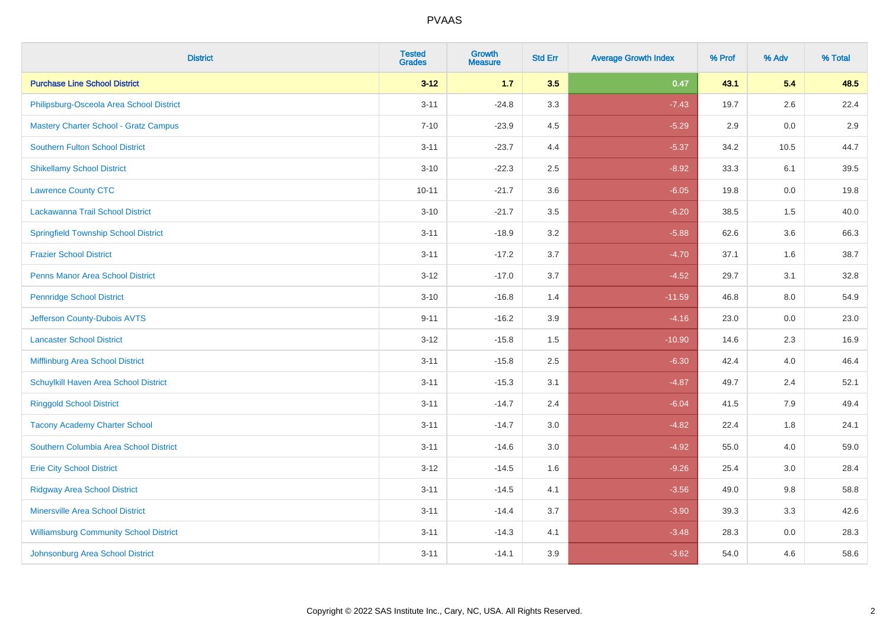| District | Tested Grades | Growth Measure | Std Err | Average Growth Index | % Prof | % Adv | % Total |
|---|---|---|---|---|---|---|---|
| **Purchase Line School District** | **3-12** | **1.7** | **3.5** | **0.47** | **43.1** | **5.4** | **48.5** |
| Philipsburg-Osceola Area School District | 3-11 | -24.8 | 3.3 | -7.43 | 19.7 | 2.6 | 22.4 |
| Mastery Charter School - Gratz Campus | 7-10 | -23.9 | 4.5 | -5.29 | 2.9 | 0.0 | 2.9 |
| Southern Fulton School District | 3-11 | -23.7 | 4.4 | -5.37 | 34.2 | 10.5 | 44.7 |
| Shikellamy School District | 3-10 | -22.3 | 2.5 | -8.92 | 33.3 | 6.1 | 39.5 |
| Lawrence County CTC | 10-11 | -21.7 | 3.6 | -6.05 | 19.8 | 0.0 | 19.8 |
| Lackawanna Trail School District | 3-10 | -21.7 | 3.5 | -6.20 | 38.5 | 1.5 | 40.0 |
| Springfield Township School District | 3-11 | -18.9 | 3.2 | -5.88 | 62.6 | 3.6 | 66.3 |
| Frazier School District | 3-11 | -17.2 | 3.7 | -4.70 | 37.1 | 1.6 | 38.7 |
| Penns Manor Area School District | 3-12 | -17.0 | 3.7 | -4.52 | 29.7 | 3.1 | 32.8 |
| Pennridge School District | 3-10 | -16.8 | 1.4 | -11.59 | 46.8 | 8.0 | 54.9 |
| Jefferson County-Dubois AVTS | 9-11 | -16.2 | 3.9 | -4.16 | 23.0 | 0.0 | 23.0 |
| Lancaster School District | 3-12 | -15.8 | 1.5 | -10.90 | 14.6 | 2.3 | 16.9 |
| Mifflinburg Area School District | 3-11 | -15.8 | 2.5 | -6.30 | 42.4 | 4.0 | 46.4 |
| Schuylkill Haven Area School District | 3-11 | -15.3 | 3.1 | -4.87 | 49.7 | 2.4 | 52.1 |
| Ringgold School District | 3-11 | -14.7 | 2.4 | -6.04 | 41.5 | 7.9 | 49.4 |
| Tacony Academy Charter School | 3-11 | -14.7 | 3.0 | -4.82 | 22.4 | 1.8 | 24.1 |
| Southern Columbia Area School District | 3-11 | -14.6 | 3.0 | -4.92 | 55.0 | 4.0 | 59.0 |
| Erie City School District | 3-12 | -14.5 | 1.6 | -9.26 | 25.4 | 3.0 | 28.4 |
| Ridgway Area School District | 3-11 | -14.5 | 4.1 | -3.56 | 49.0 | 9.8 | 58.8 |
| Minersville Area School District | 3-11 | -14.4 | 3.7 | -3.90 | 39.3 | 3.3 | 42.6 |
| Williamsburg Community School District | 3-11 | -14.3 | 4.1 | -3.48 | 28.3 | 0.0 | 28.3 |
| Johnsonburg Area School District | 3-11 | -14.1 | 3.9 | -3.62 | 54.0 | 4.6 | 58.6 |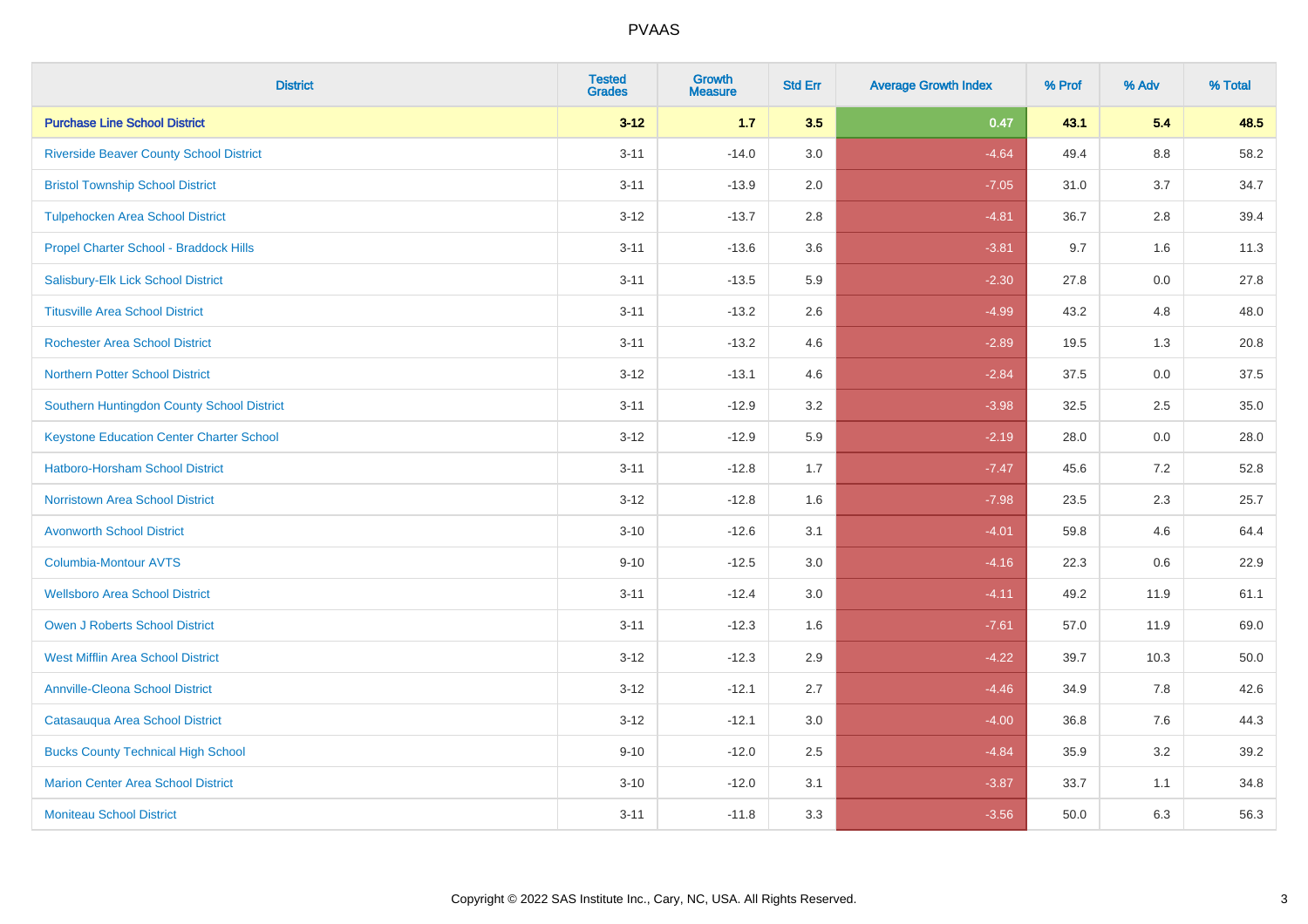# PVAAS

| District | Tested Grades | Growth Measure | Std Err | Average Growth Index | % Prof | % Adv | % Total |
|---|---|---|---|---|---|---|---|
| **Purchase Line School District** | **3-12** | **1.7** | **3.5** | **0.47** | **43.1** | **5.4** | **48.5** |
| Riverside Beaver County School District | 3-11 | -14.0 | 3.0 | -4.64 | 49.4 | 8.8 | 58.2 |
| Bristol Township School District | 3-11 | -13.9 | 2.0 | -7.05 | 31.0 | 3.7 | 34.7 |
| Tulpehocken Area School District | 3-12 | -13.7 | 2.8 | -4.81 | 36.7 | 2.8 | 39.4 |
| Propel Charter School - Braddock Hills | 3-11 | -13.6 | 3.6 | -3.81 | 9.7 | 1.6 | 11.3 |
| Salisbury-Elk Lick School District | 3-11 | -13.5 | 5.9 | -2.30 | 27.8 | 0.0 | 27.8 |
| Titusville Area School District | 3-11 | -13.2 | 2.6 | -4.99 | 43.2 | 4.8 | 48.0 |
| Rochester Area School District | 3-11 | -13.2 | 4.6 | -2.89 | 19.5 | 1.3 | 20.8 |
| Northern Potter School District | 3-12 | -13.1 | 4.6 | -2.84 | 37.5 | 0.0 | 37.5 |
| Southern Huntingdon County School District | 3-11 | -12.9 | 3.2 | -3.98 | 32.5 | 2.5 | 35.0 |
| Keystone Education Center Charter School | 3-12 | -12.9 | 5.9 | -2.19 | 28.0 | 0.0 | 28.0 |
| Hatboro-Horsham School District | 3-11 | -12.8 | 1.7 | -7.47 | 45.6 | 7.2 | 52.8 |
| Norristown Area School District | 3-12 | -12.8 | 1.6 | -7.98 | 23.5 | 2.3 | 25.7 |
| Avonworth School District | 3-10 | -12.6 | 3.1 | -4.01 | 59.8 | 4.6 | 64.4 |
| Columbia-Montour AVTS | 9-10 | -12.5 | 3.0 | -4.16 | 22.3 | 0.6 | 22.9 |
| Wellsboro Area School District | 3-11 | -12.4 | 3.0 | -4.11 | 49.2 | 11.9 | 61.1 |
| Owen J Roberts School District | 3-11 | -12.3 | 1.6 | -7.61 | 57.0 | 11.9 | 69.0 |
| West Mifflin Area School District | 3-12 | -12.3 | 2.9 | -4.22 | 39.7 | 10.3 | 50.0 |
| Annville-Cleona School District | 3-12 | -12.1 | 2.7 | -4.46 | 34.9 | 7.8 | 42.6 |
| Catasauqua Area School District | 3-12 | -12.1 | 3.0 | -4.00 | 36.8 | 7.6 | 44.3 |
| Bucks County Technical High School | 9-10 | -12.0 | 2.5 | -4.84 | 35.9 | 3.2 | 39.2 |
| Marion Center Area School District | 3-10 | -12.0 | 3.1 | -3.87 | 33.7 | 1.1 | 34.8 |
| Moniteau School District | 3-11 | -11.8 | 3.3 | -3.56 | 50.0 | 6.3 | 56.3 |

Copyright © 2022 SAS Institute Inc., Cary, NC, USA. All Rights Reserved.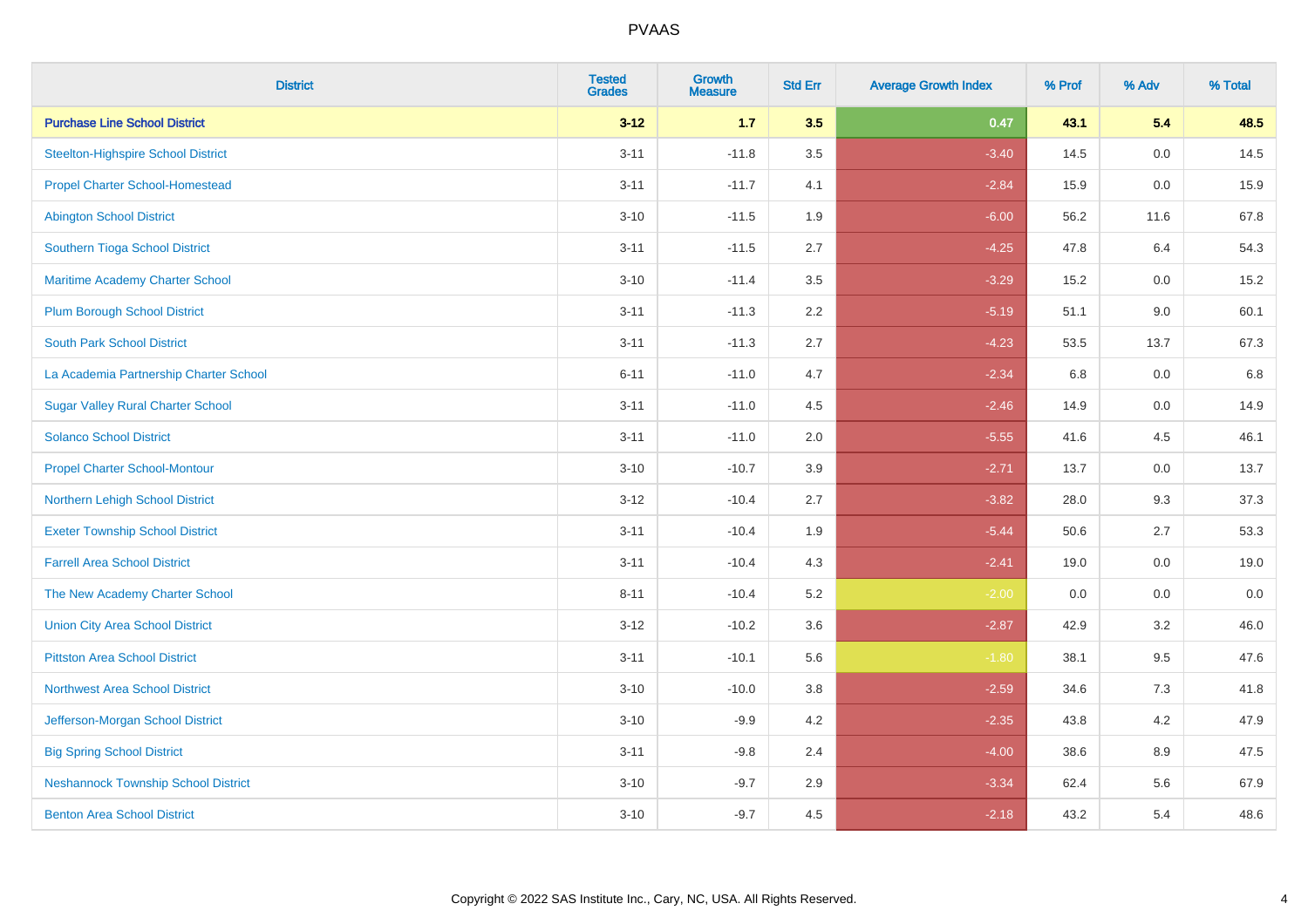# PVAAS

| District | Tested Grades | Growth Measure | Std Err | Average Growth Index | % Prof | % Adv | % Total |
|---|---|---|---|---|---|---|---|
| **Purchase Line School District** | **3-12** | **1.7** | **3.5** | **0.47** | **43.1** | **5.4** | **48.5** |
| Steelton-Highspire School District | 3-11 | -11.8 | 3.5 | -3.40 | 14.5 | 0.0 | 14.5 |
| Propel Charter School-Homestead | 3-11 | -11.7 | 4.1 | -2.84 | 15.9 | 0.0 | 15.9 |
| Abington School District | 3-10 | -11.5 | 1.9 | -6.00 | 56.2 | 11.6 | 67.8 |
| Southern Tioga School District | 3-11 | -11.5 | 2.7 | -4.25 | 47.8 | 6.4 | 54.3 |
| Maritime Academy Charter School | 3-10 | -11.4 | 3.5 | -3.29 | 15.2 | 0.0 | 15.2 |
| Plum Borough School District | 3-11 | -11.3 | 2.2 | -5.19 | 51.1 | 9.0 | 60.1 |
| South Park School District | 3-11 | -11.3 | 2.7 | -4.23 | 53.5 | 13.7 | 67.3 |
| La Academia Partnership Charter School | 6-11 | -11.0 | 4.7 | -2.34 | 6.8 | 0.0 | 6.8 |
| Sugar Valley Rural Charter School | 3-11 | -11.0 | 4.5 | -2.46 | 14.9 | 0.0 | 14.9 |
| Solanco School District | 3-11 | -11.0 | 2.0 | -5.55 | 41.6 | 4.5 | 46.1 |
| Propel Charter School-Montour | 3-10 | -10.7 | 3.9 | -2.71 | 13.7 | 0.0 | 13.7 |
| Northern Lehigh School District | 3-12 | -10.4 | 2.7 | -3.82 | 28.0 | 9.3 | 37.3 |
| Exeter Township School District | 3-11 | -10.4 | 1.9 | -5.44 | 50.6 | 2.7 | 53.3 |
| Farrell Area School District | 3-11 | -10.4 | 4.3 | -2.41 | 19.0 | 0.0 | 19.0 |
| The New Academy Charter School | 8-11 | -10.4 | 5.2 | -2.00 | 0.0 | 0.0 | 0.0 |
| Union City Area School District | 3-12 | -10.2 | 3.6 | -2.87 | 42.9 | 3.2 | 46.0 |
| Pittston Area School District | 3-11 | -10.1 | 5.6 | -1.80 | 38.1 | 9.5 | 47.6 |
| Northwest Area School District | 3-10 | -10.0 | 3.8 | -2.59 | 34.6 | 7.3 | 41.8 |
| Jefferson-Morgan School District | 3-10 | -9.9 | 4.2 | -2.35 | 43.8 | 4.2 | 47.9 |
| Big Spring School District | 3-11 | -9.8 | 2.4 | -4.00 | 38.6 | 8.9 | 47.5 |
| Neshannock Township School District | 3-10 | -9.7 | 2.9 | -3.34 | 62.4 | 5.6 | 67.9 |
| Benton Area School District | 3-10 | -9.7 | 4.5 | -2.18 | 43.2 | 5.4 | 48.6 |

Copyright © 2022 SAS Institute Inc., Cary, NC, USA. All Rights Reserved.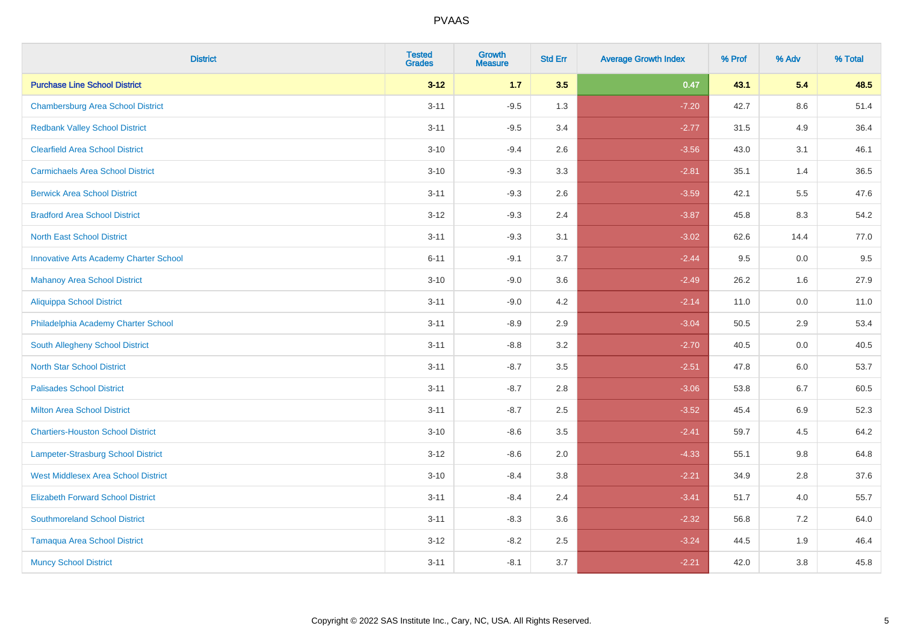# PVAAS

| District | Tested Grades | Growth Measure | Std Err | Average Growth Index | % Prof | % Adv | % Total |
|---|---|---|---|---|---|---|---|
| **Purchase Line School District** | **3-12** | **1.7** | **3.5** | **0.47** | **43.1** | **5.4** | **48.5** |
| Chambersburg Area School District | 3-11 | -9.5 | 1.3 | -7.20 | 42.7 | 8.6 | 51.4 |
| Redbank Valley School District | 3-11 | -9.5 | 3.4 | -2.77 | 31.5 | 4.9 | 36.4 |
| Clearfield Area School District | 3-10 | -9.4 | 2.6 | -3.56 | 43.0 | 3.1 | 46.1 |
| Carmichaels Area School District | 3-10 | -9.3 | 3.3 | -2.81 | 35.1 | 1.4 | 36.5 |
| Berwick Area School District | 3-11 | -9.3 | 2.6 | -3.59 | 42.1 | 5.5 | 47.6 |
| Bradford Area School District | 3-12 | -9.3 | 2.4 | -3.87 | 45.8 | 8.3 | 54.2 |
| North East School District | 3-11 | -9.3 | 3.1 | -3.02 | 62.6 | 14.4 | 77.0 |
| Innovative Arts Academy Charter School | 6-11 | -9.1 | 3.7 | -2.44 | 9.5 | 0.0 | 9.5 |
| Mahanoy Area School District | 3-10 | -9.0 | 3.6 | -2.49 | 26.2 | 1.6 | 27.9 |
| Aliquippa School District | 3-11 | -9.0 | 4.2 | -2.14 | 11.0 | 0.0 | 11.0 |
| Philadelphia Academy Charter School | 3-11 | -8.9 | 2.9 | -3.04 | 50.5 | 2.9 | 53.4 |
| South Allegheny School District | 3-11 | -8.8 | 3.2 | -2.70 | 40.5 | 0.0 | 40.5 |
| North Star School District | 3-11 | -8.7 | 3.5 | -2.51 | 47.8 | 6.0 | 53.7 |
| Palisades School District | 3-11 | -8.7 | 2.8 | -3.06 | 53.8 | 6.7 | 60.5 |
| Milton Area School District | 3-11 | -8.7 | 2.5 | -3.52 | 45.4 | 6.9 | 52.3 |
| Chartiers-Houston School District | 3-10 | -8.6 | 3.5 | -2.41 | 59.7 | 4.5 | 64.2 |
| Lampeter-Strasburg School District | 3-12 | -8.6 | 2.0 | -4.33 | 55.1 | 9.8 | 64.8 |
| West Middlesex Area School District | 3-10 | -8.4 | 3.8 | -2.21 | 34.9 | 2.8 | 37.6 |
| Elizabeth Forward School District | 3-11 | -8.4 | 2.4 | -3.41 | 51.7 | 4.0 | 55.7 |
| Southmoreland School District | 3-11 | -8.3 | 3.6 | -2.32 | 56.8 | 7.2 | 64.0 |
| Tamaqua Area School District | 3-12 | -8.2 | 2.5 | -3.24 | 44.5 | 1.9 | 46.4 |
| Muncy School District | 3-11 | -8.1 | 3.7 | -2.21 | 42.0 | 3.8 | 45.8 |

Copyright © 2022 SAS Institute Inc., Cary, NC, USA. All Rights Reserved.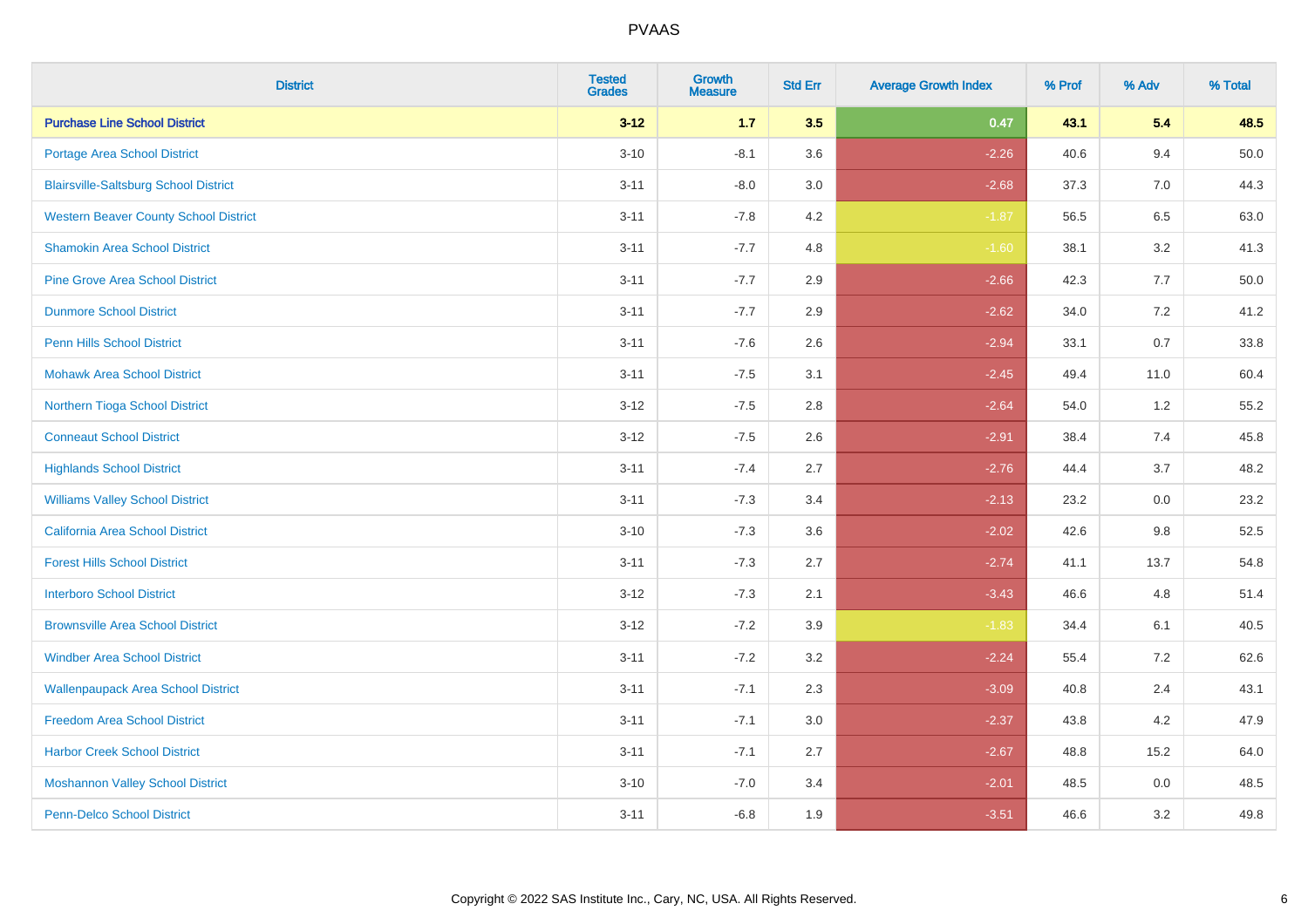# PVAAS

| District | Tested Grades | Growth Measure | Std Err | Average Growth Index | % Prof | % Adv | % Total |
|---|---|---|---|---|---|---|---|
| **Purchase Line School District** | **3-12** | **1.7** | **3.5** | **0.47** | **43.1** | **5.4** | **48.5** |
| Portage Area School District | 3-10 | -8.1 | 3.6 | -2.26 | 40.6 | 9.4 | 50.0 |
| Blairsville-Saltsburg School District | 3-11 | -8.0 | 3.0 | -2.68 | 37.3 | 7.0 | 44.3 |
| Western Beaver County School District | 3-11 | -7.8 | 4.2 | -1.87 | 56.5 | 6.5 | 63.0 |
| Shamokin Area School District | 3-11 | -7.7 | 4.8 | -1.60 | 38.1 | 3.2 | 41.3 |
| Pine Grove Area School District | 3-11 | -7.7 | 2.9 | -2.66 | 42.3 | 7.7 | 50.0 |
| Dunmore School District | 3-11 | -7.7 | 2.9 | -2.62 | 34.0 | 7.2 | 41.2 |
| Penn Hills School District | 3-11 | -7.6 | 2.6 | -2.94 | 33.1 | 0.7 | 33.8 |
| Mohawk Area School District | 3-11 | -7.5 | 3.1 | -2.45 | 49.4 | 11.0 | 60.4 |
| Northern Tioga School District | 3-12 | -7.5 | 2.8 | -2.64 | 54.0 | 1.2 | 55.2 |
| Conneaut School District | 3-12 | -7.5 | 2.6 | -2.91 | 38.4 | 7.4 | 45.8 |
| Highlands School District | 3-11 | -7.4 | 2.7 | -2.76 | 44.4 | 3.7 | 48.2 |
| Williams Valley School District | 3-11 | -7.3 | 3.4 | -2.13 | 23.2 | 0.0 | 23.2 |
| California Area School District | 3-10 | -7.3 | 3.6 | -2.02 | 42.6 | 9.8 | 52.5 |
| Forest Hills School District | 3-11 | -7.3 | 2.7 | -2.74 | 41.1 | 13.7 | 54.8 |
| Interboro School District | 3-12 | -7.3 | 2.1 | -3.43 | 46.6 | 4.8 | 51.4 |
| Brownsville Area School District | 3-12 | -7.2 | 3.9 | -1.83 | 34.4 | 6.1 | 40.5 |
| Windber Area School District | 3-11 | -7.2 | 3.2 | -2.24 | 55.4 | 7.2 | 62.6 |
| Wallenpaupack Area School District | 3-11 | -7.1 | 2.3 | -3.09 | 40.8 | 2.4 | 43.1 |
| Freedom Area School District | 3-11 | -7.1 | 3.0 | -2.37 | 43.8 | 4.2 | 47.9 |
| Harbor Creek School District | 3-11 | -7.1 | 2.7 | -2.67 | 48.8 | 15.2 | 64.0 |
| Moshannon Valley School District | 3-10 | -7.0 | 3.4 | -2.01 | 48.5 | 0.0 | 48.5 |
| Penn-Delco School District | 3-11 | -6.8 | 1.9 | -3.51 | 46.6 | 3.2 | 49.8 |

Copyright © 2022 SAS Institute Inc., Cary, NC, USA. All Rights Reserved.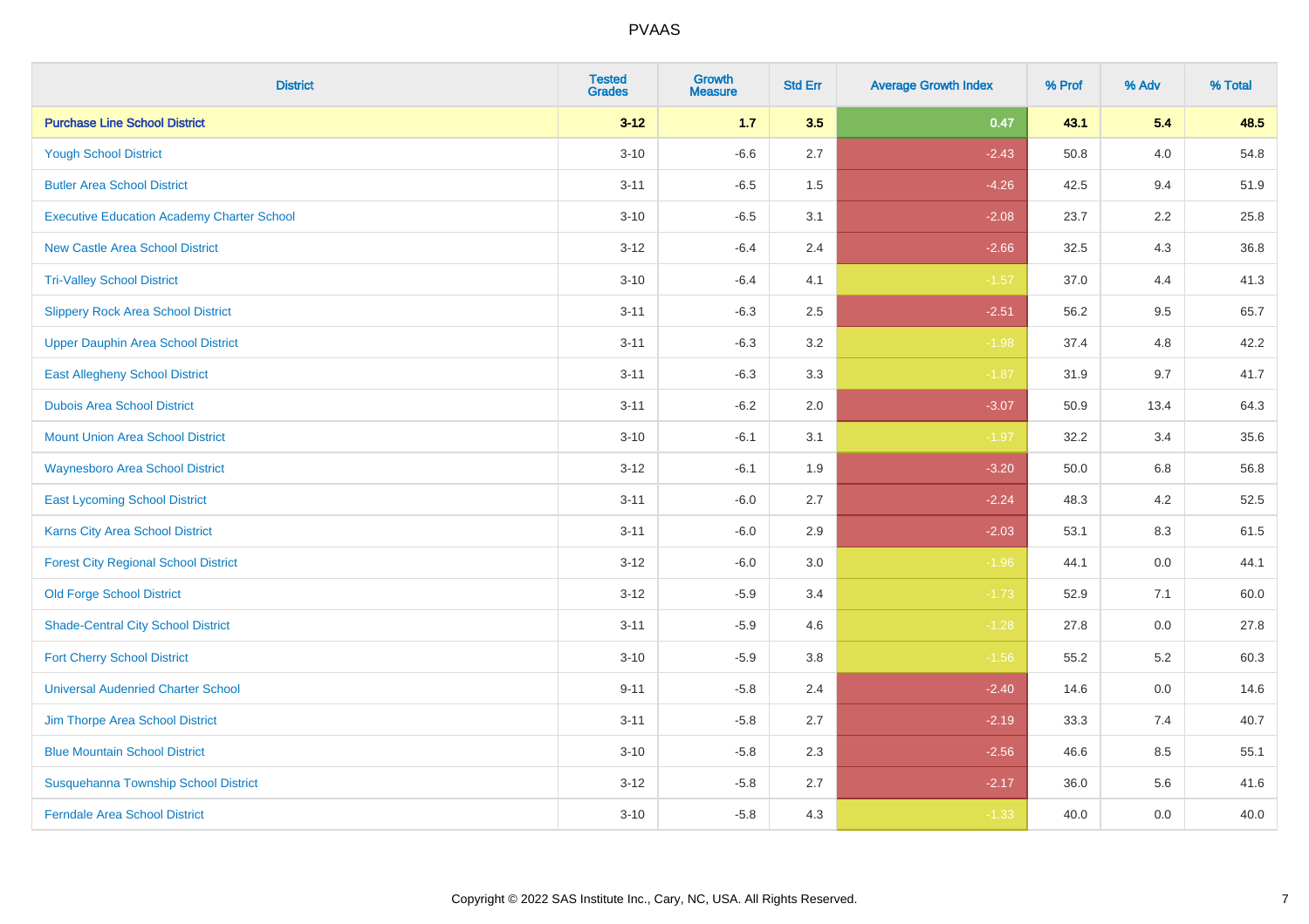# PVAAS

| District | Tested Grades | Growth Measure | Std Err | Average Growth Index | % Prof | % Adv | % Total |
|---|---|---|---|---|---|---|---|
| **Purchase Line School District** | **3-12** | **1.7** | **3.5** | **0.47** | **43.1** | **5.4** | **48.5** |
| Yough School District | 3-10 | -6.6 | 2.7 | -2.43 | 50.8 | 4.0 | 54.8 |
| Butler Area School District | 3-11 | -6.5 | 1.5 | -4.26 | 42.5 | 9.4 | 51.9 |
| Executive Education Academy Charter School | 3-10 | -6.5 | 3.1 | -2.08 | 23.7 | 2.2 | 25.8 |
| New Castle Area School District | 3-12 | -6.4 | 2.4 | -2.66 | 32.5 | 4.3 | 36.8 |
| Tri-Valley School District | 3-10 | -6.4 | 4.1 | -1.57 | 37.0 | 4.4 | 41.3 |
| Slippery Rock Area School District | 3-11 | -6.3 | 2.5 | -2.51 | 56.2 | 9.5 | 65.7 |
| Upper Dauphin Area School District | 3-11 | -6.3 | 3.2 | -1.98 | 37.4 | 4.8 | 42.2 |
| East Allegheny School District | 3-11 | -6.3 | 3.3 | -1.87 | 31.9 | 9.7 | 41.7 |
| Dubois Area School District | 3-11 | -6.2 | 2.0 | -3.07 | 50.9 | 13.4 | 64.3 |
| Mount Union Area School District | 3-10 | -6.1 | 3.1 | -1.97 | 32.2 | 3.4 | 35.6 |
| Waynesboro Area School District | 3-12 | -6.1 | 1.9 | -3.20 | 50.0 | 6.8 | 56.8 |
| East Lycoming School District | 3-11 | -6.0 | 2.7 | -2.24 | 48.3 | 4.2 | 52.5 |
| Karns City Area School District | 3-11 | -6.0 | 2.9 | -2.03 | 53.1 | 8.3 | 61.5 |
| Forest City Regional School District | 3-12 | -6.0 | 3.0 | -1.96 | 44.1 | 0.0 | 44.1 |
| Old Forge School District | 3-12 | -5.9 | 3.4 | -1.73 | 52.9 | 7.1 | 60.0 |
| Shade-Central City School District | 3-11 | -5.9 | 4.6 | -1.28 | 27.8 | 0.0 | 27.8 |
| Fort Cherry School District | 3-10 | -5.9 | 3.8 | -1.56 | 55.2 | 5.2 | 60.3 |
| Universal Audenried Charter School | 9-11 | -5.8 | 2.4 | -2.40 | 14.6 | 0.0 | 14.6 |
| Jim Thorpe Area School District | 3-11 | -5.8 | 2.7 | -2.19 | 33.3 | 7.4 | 40.7 |
| Blue Mountain School District | 3-10 | -5.8 | 2.3 | -2.56 | 46.6 | 8.5 | 55.1 |
| Susquehanna Township School District | 3-12 | -5.8 | 2.7 | -2.17 | 36.0 | 5.6 | 41.6 |
| Ferndale Area School District | 3-10 | -5.8 | 4.3 | -1.33 | 40.0 | 0.0 | 40.0 |

Copyright © 2022 SAS Institute Inc., Cary, NC, USA. All Rights Reserved.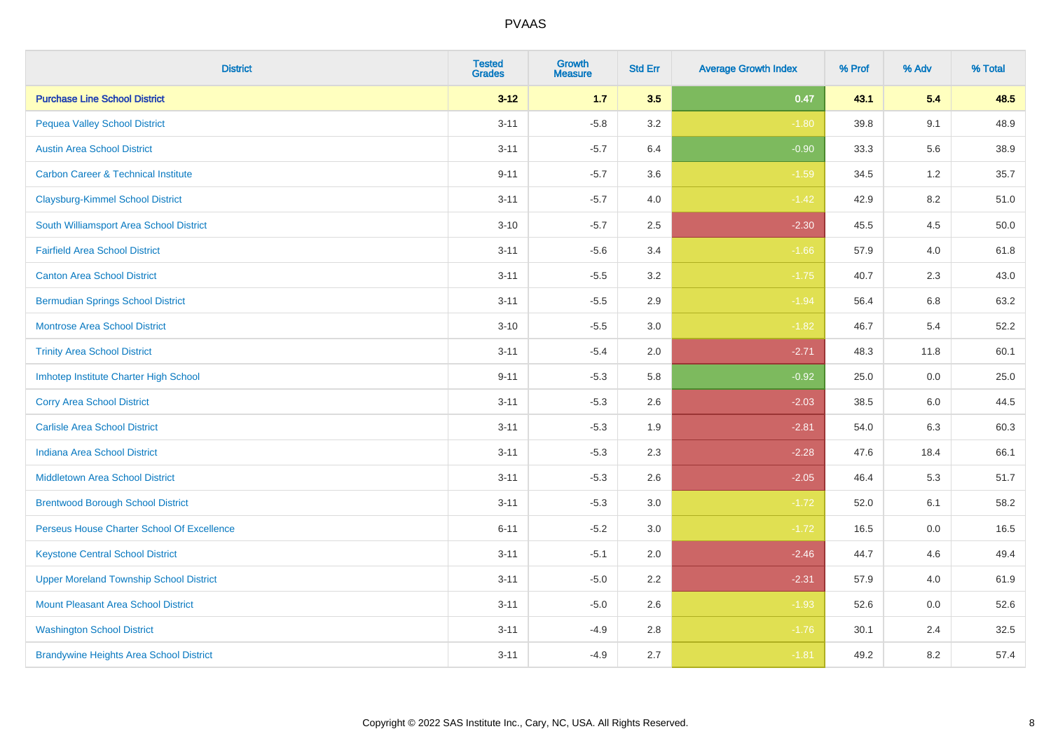| District | Tested Grades | Growth Measure | Std Err | Average Growth Index | % Prof | % Adv | % Total |
|---|---|---|---|---|---|---|---|
| **Purchase Line School District** | **3-12** | **1.7** | **3.5** | **0.47** | **43.1** | **5.4** | **48.5** |
| Pequea Valley School District | 3-11 | -5.8 | 3.2 | -1.80 | 39.8 | 9.1 | 48.9 |
| Austin Area School District | 3-11 | -5.7 | 6.4 | -0.90 | 33.3 | 5.6 | 38.9 |
| Carbon Career & Technical Institute | 9-11 | -5.7 | 3.6 | -1.59 | 34.5 | 1.2 | 35.7 |
| Claysburg-Kimmel School District | 3-11 | -5.7 | 4.0 | -1.42 | 42.9 | 8.2 | 51.0 |
| South Williamsport Area School District | 3-10 | -5.7 | 2.5 | -2.30 | 45.5 | 4.5 | 50.0 |
| Fairfield Area School District | 3-11 | -5.6 | 3.4 | -1.66 | 57.9 | 4.0 | 61.8 |
| Canton Area School District | 3-11 | -5.5 | 3.2 | -1.75 | 40.7 | 2.3 | 43.0 |
| Bermudian Springs School District | 3-11 | -5.5 | 2.9 | -1.94 | 56.4 | 6.8 | 63.2 |
| Montrose Area School District | 3-10 | -5.5 | 3.0 | -1.82 | 46.7 | 5.4 | 52.2 |
| Trinity Area School District | 3-11 | -5.4 | 2.0 | -2.71 | 48.3 | 11.8 | 60.1 |
| Imhotep Institute Charter High School | 9-11 | -5.3 | 5.8 | -0.92 | 25.0 | 0.0 | 25.0 |
| Corry Area School District | 3-11 | -5.3 | 2.6 | -2.03 | 38.5 | 6.0 | 44.5 |
| Carlisle Area School District | 3-11 | -5.3 | 1.9 | -2.81 | 54.0 | 6.3 | 60.3 |
| Indiana Area School District | 3-11 | -5.3 | 2.3 | -2.28 | 47.6 | 18.4 | 66.1 |
| Middletown Area School District | 3-11 | -5.3 | 2.6 | -2.05 | 46.4 | 5.3 | 51.7 |
| Brentwood Borough School District | 3-11 | -5.3 | 3.0 | -1.72 | 52.0 | 6.1 | 58.2 |
| Perseus House Charter School Of Excellence | 6-11 | -5.2 | 3.0 | -1.72 | 16.5 | 0.0 | 16.5 |
| Keystone Central School District | 3-11 | -5.1 | 2.0 | -2.46 | 44.7 | 4.6 | 49.4 |
| Upper Moreland Township School District | 3-11 | -5.0 | 2.2 | -2.31 | 57.9 | 4.0 | 61.9 |
| Mount Pleasant Area School District | 3-11 | -5.0 | 2.6 | -1.93 | 52.6 | 0.0 | 52.6 |
| Washington School District | 3-11 | -4.9 | 2.8 | -1.76 | 30.1 | 2.4 | 32.5 |
| Brandywine Heights Area School District | 3-11 | -4.9 | 2.7 | -1.81 | 49.2 | 8.2 | 57.4 |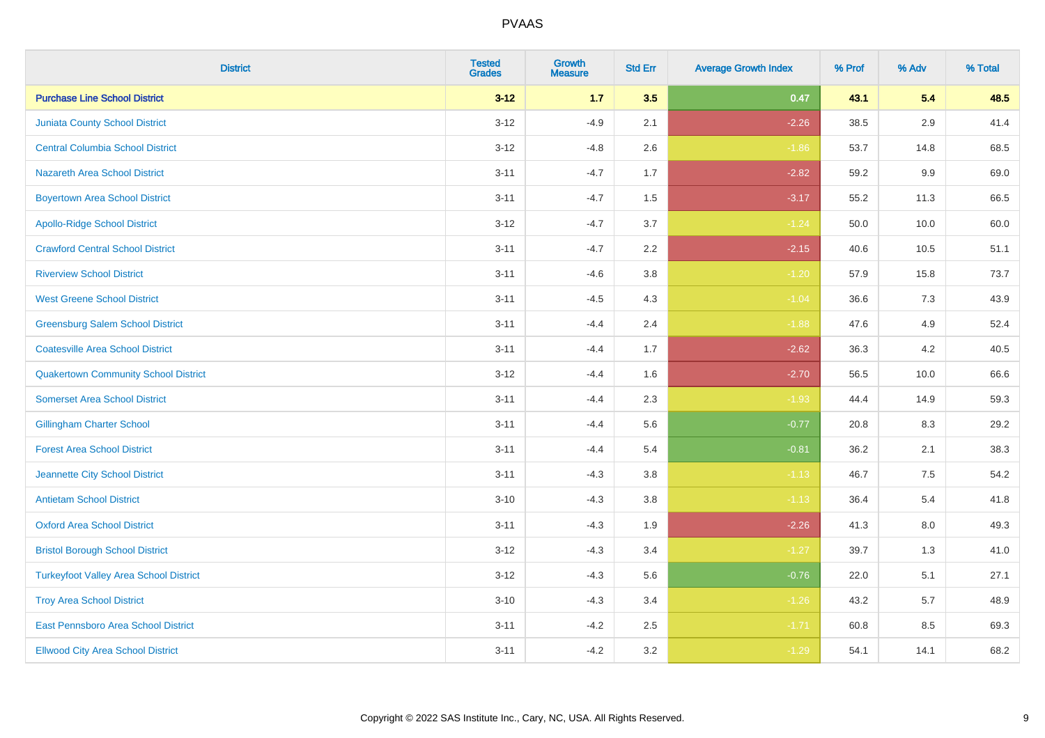# PVAAS

| District | Tested Grades | Growth Measure | Std Err | Average Growth Index | % Prof | % Adv | % Total |
|---|---|---|---|---|---|---|---|
| **Purchase Line School District** | **3-12** | **1.7** | **3.5** | **0.47** | **43.1** | **5.4** | **48.5** |
| Juniata County School District | 3-12 | -4.9 | 2.1 | -2.26 | 38.5 | 2.9 | 41.4 |
| Central Columbia School District | 3-12 | -4.8 | 2.6 | -1.86 | 53.7 | 14.8 | 68.5 |
| Nazareth Area School District | 3-11 | -4.7 | 1.7 | -2.82 | 59.2 | 9.9 | 69.0 |
| Boyertown Area School District | 3-11 | -4.7 | 1.5 | -3.17 | 55.2 | 11.3 | 66.5 |
| Apollo-Ridge School District | 3-12 | -4.7 | 3.7 | -1.24 | 50.0 | 10.0 | 60.0 |
| Crawford Central School District | 3-11 | -4.7 | 2.2 | -2.15 | 40.6 | 10.5 | 51.1 |
| Riverview School District | 3-11 | -4.6 | 3.8 | -1.20 | 57.9 | 15.8 | 73.7 |
| West Greene School District | 3-11 | -4.5 | 4.3 | -1.04 | 36.6 | 7.3 | 43.9 |
| Greensburg Salem School District | 3-11 | -4.4 | 2.4 | -1.88 | 47.6 | 4.9 | 52.4 |
| Coatesville Area School District | 3-11 | -4.4 | 1.7 | -2.62 | 36.3 | 4.2 | 40.5 |
| Quakertown Community School District | 3-12 | -4.4 | 1.6 | -2.70 | 56.5 | 10.0 | 66.6 |
| Somerset Area School District | 3-11 | -4.4 | 2.3 | -1.93 | 44.4 | 14.9 | 59.3 |
| Gillingham Charter School | 3-11 | -4.4 | 5.6 | -0.77 | 20.8 | 8.3 | 29.2 |
| Forest Area School District | 3-11 | -4.4 | 5.4 | -0.81 | 36.2 | 2.1 | 38.3 |
| Jeannette City School District | 3-11 | -4.3 | 3.8 | -1.13 | 46.7 | 7.5 | 54.2 |
| Antietam School District | 3-10 | -4.3 | 3.8 | -1.13 | 36.4 | 5.4 | 41.8 |
| Oxford Area School District | 3-11 | -4.3 | 1.9 | -2.26 | 41.3 | 8.0 | 49.3 |
| Bristol Borough School District | 3-12 | -4.3 | 3.4 | -1.27 | 39.7 | 1.3 | 41.0 |
| Turkeyfoot Valley Area School District | 3-12 | -4.3 | 5.6 | -0.76 | 22.0 | 5.1 | 27.1 |
| Troy Area School District | 3-10 | -4.3 | 3.4 | -1.26 | 43.2 | 5.7 | 48.9 |
| East Pennsboro Area School District | 3-11 | -4.2 | 2.5 | -1.71 | 60.8 | 8.5 | 69.3 |
| Ellwood City Area School District | 3-11 | -4.2 | 3.2 | -1.29 | 54.1 | 14.1 | 68.2 |

Copyright © 2022 SAS Institute Inc., Cary, NC, USA. All Rights Reserved.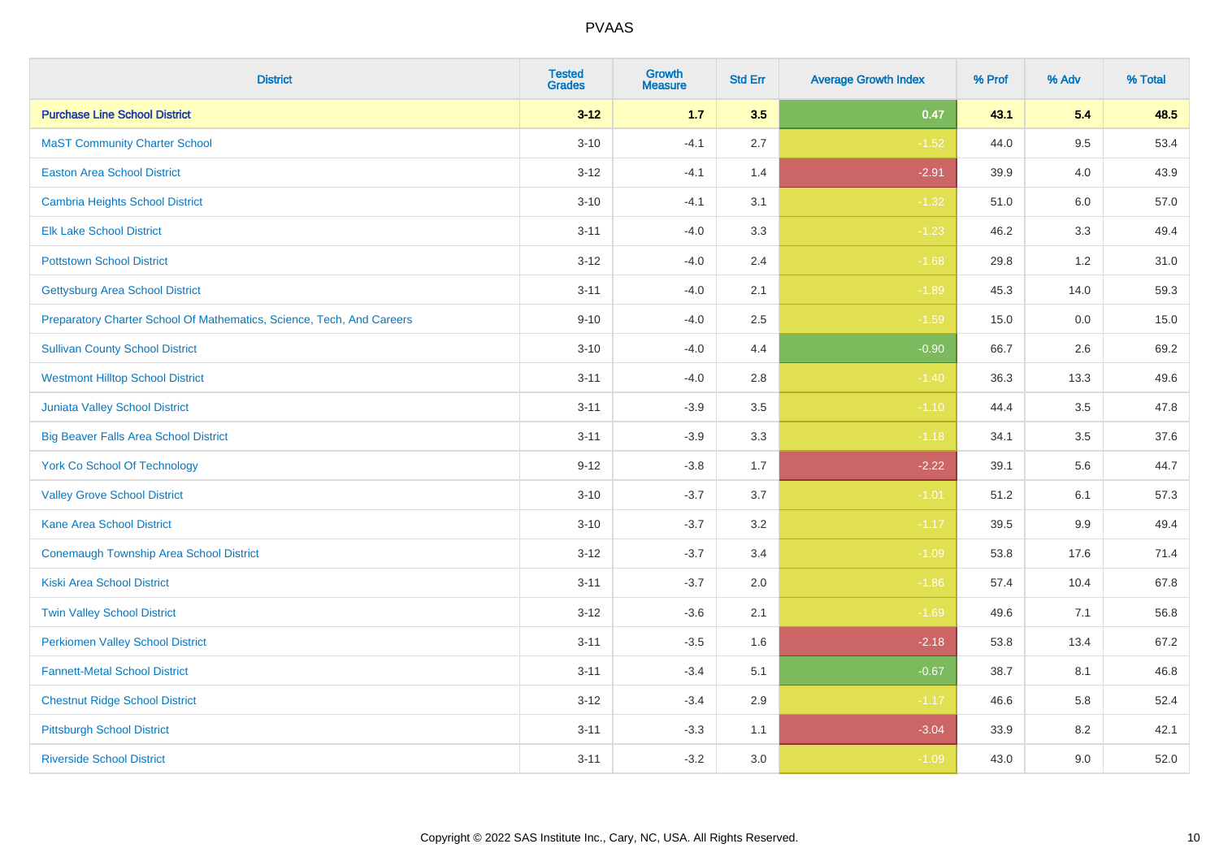## PVAAS

| District | Tested Grades | Growth Measure | Std Err | Average Growth Index | % Prof | % Adv | % Total |
|---|---|---|---|---|---|---|---|
| **Purchase Line School District** | **3-12** | **1.7** | **3.5** | **0.47** | **43.1** | **5.4** | **48.5** |
| MaST Community Charter School | 3-10 | -4.1 | 2.7 | -1.52 | 44.0 | 9.5 | 53.4 |
| Easton Area School District | 3-12 | -4.1 | 1.4 | -2.91 | 39.9 | 4.0 | 43.9 |
| Cambria Heights School District | 3-10 | -4.1 | 3.1 | -1.32 | 51.0 | 6.0 | 57.0 |
| Elk Lake School District | 3-11 | -4.0 | 3.3 | -1.23 | 46.2 | 3.3 | 49.4 |
| Pottstown School District | 3-12 | -4.0 | 2.4 | -1.68 | 29.8 | 1.2 | 31.0 |
| Gettysburg Area School District | 3-11 | -4.0 | 2.1 | -1.89 | 45.3 | 14.0 | 59.3 |
| Preparatory Charter School Of Mathematics, Science, Tech, And Careers | 9-10 | -4.0 | 2.5 | -1.59 | 15.0 | 0.0 | 15.0 |
| Sullivan County School District | 3-10 | -4.0 | 4.4 | -0.90 | 66.7 | 2.6 | 69.2 |
| Westmont Hilltop School District | 3-11 | -4.0 | 2.8 | -1.40 | 36.3 | 13.3 | 49.6 |
| Juniata Valley School District | 3-11 | -3.9 | 3.5 | -1.10 | 44.4 | 3.5 | 47.8 |
| Big Beaver Falls Area School District | 3-11 | -3.9 | 3.3 | -1.18 | 34.1 | 3.5 | 37.6 |
| York Co School Of Technology | 9-12 | -3.8 | 1.7 | -2.22 | 39.1 | 5.6 | 44.7 |
| Valley Grove School District | 3-10 | -3.7 | 3.7 | -1.01 | 51.2 | 6.1 | 57.3 |
| Kane Area School District | 3-10 | -3.7 | 3.2 | -1.17 | 39.5 | 9.9 | 49.4 |
| Conemaugh Township Area School District | 3-12 | -3.7 | 3.4 | -1.09 | 53.8 | 17.6 | 71.4 |
| Kiski Area School District | 3-11 | -3.7 | 2.0 | -1.86 | 57.4 | 10.4 | 67.8 |
| Twin Valley School District | 3-12 | -3.6 | 2.1 | -1.69 | 49.6 | 7.1 | 56.8 |
| Perkiomen Valley School District | 3-11 | -3.5 | 1.6 | -2.18 | 53.8 | 13.4 | 67.2 |
| Fannett-Metal School District | 3-11 | -3.4 | 5.1 | -0.67 | 38.7 | 8.1 | 46.8 |
| Chestnut Ridge School District | 3-12 | -3.4 | 2.9 | -1.17 | 46.6 | 5.8 | 52.4 |
| Pittsburgh School District | 3-11 | -3.3 | 1.1 | -3.04 | 33.9 | 8.2 | 42.1 |
| Riverside School District | 3-11 | -3.2 | 3.0 | -1.09 | 43.0 | 9.0 | 52.0 |

Copyright © 2022 SAS Institute Inc., Cary, NC, USA. All Rights Reserved.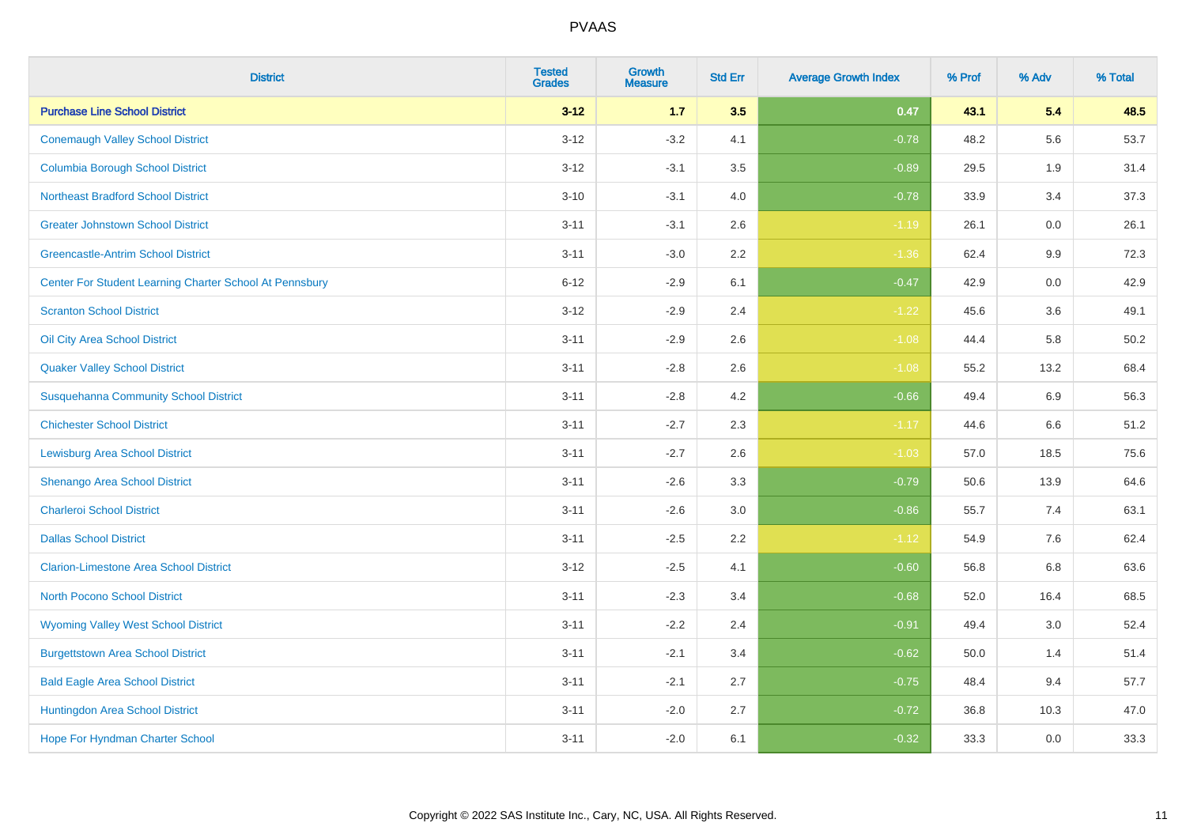# PVAAS

| District | Tested Grades | Growth Measure | Std Err | Average Growth Index | % Prof | % Adv | % Total |
|---|---|---|---|---|---|---|---|
| **Purchase Line School District** | **3-12** | **1.7** | **3.5** | **0.47** | **43.1** | **5.4** | **48.5** |
| Conemaugh Valley School District | 3-12 | -3.2 | 4.1 | -0.78 | 48.2 | 5.6 | 53.7 |
| Columbia Borough School District | 3-12 | -3.1 | 3.5 | -0.89 | 29.5 | 1.9 | 31.4 |
| Northeast Bradford School District | 3-10 | -3.1 | 4.0 | -0.78 | 33.9 | 3.4 | 37.3 |
| Greater Johnstown School District | 3-11 | -3.1 | 2.6 | -1.19 | 26.1 | 0.0 | 26.1 |
| Greencastle-Antrim School District | 3-11 | -3.0 | 2.2 | -1.36 | 62.4 | 9.9 | 72.3 |
| Center For Student Learning Charter School At Pennsbury | 6-12 | -2.9 | 6.1 | -0.47 | 42.9 | 0.0 | 42.9 |
| Scranton School District | 3-12 | -2.9 | 2.4 | -1.22 | 45.6 | 3.6 | 49.1 |
| Oil City Area School District | 3-11 | -2.9 | 2.6 | -1.08 | 44.4 | 5.8 | 50.2 |
| Quaker Valley School District | 3-11 | -2.8 | 2.6 | -1.08 | 55.2 | 13.2 | 68.4 |
| Susquehanna Community School District | 3-11 | -2.8 | 4.2 | -0.66 | 49.4 | 6.9 | 56.3 |
| Chichester School District | 3-11 | -2.7 | 2.3 | -1.17 | 44.6 | 6.6 | 51.2 |
| Lewisburg Area School District | 3-11 | -2.7 | 2.6 | -1.03 | 57.0 | 18.5 | 75.6 |
| Shenango Area School District | 3-11 | -2.6 | 3.3 | -0.79 | 50.6 | 13.9 | 64.6 |
| Charleroi School District | 3-11 | -2.6 | 3.0 | -0.86 | 55.7 | 7.4 | 63.1 |
| Dallas School District | 3-11 | -2.5 | 2.2 | -1.12 | 54.9 | 7.6 | 62.4 |
| Clarion-Limestone Area School District | 3-12 | -2.5 | 4.1 | -0.60 | 56.8 | 6.8 | 63.6 |
| North Pocono School District | 3-11 | -2.3 | 3.4 | -0.68 | 52.0 | 16.4 | 68.5 |
| Wyoming Valley West School District | 3-11 | -2.2 | 2.4 | -0.91 | 49.4 | 3.0 | 52.4 |
| Burgettstown Area School District | 3-11 | -2.1 | 3.4 | -0.62 | 50.0 | 1.4 | 51.4 |
| Bald Eagle Area School District | 3-11 | -2.1 | 2.7 | -0.75 | 48.4 | 9.4 | 57.7 |
| Huntingdon Area School District | 3-11 | -2.0 | 2.7 | -0.72 | 36.8 | 10.3 | 47.0 |
| Hope For Hyndman Charter School | 3-11 | -2.0 | 6.1 | -0.32 | 33.3 | 0.0 | 33.3 |

Copyright © 2022 SAS Institute Inc., Cary, NC, USA. All Rights Reserved.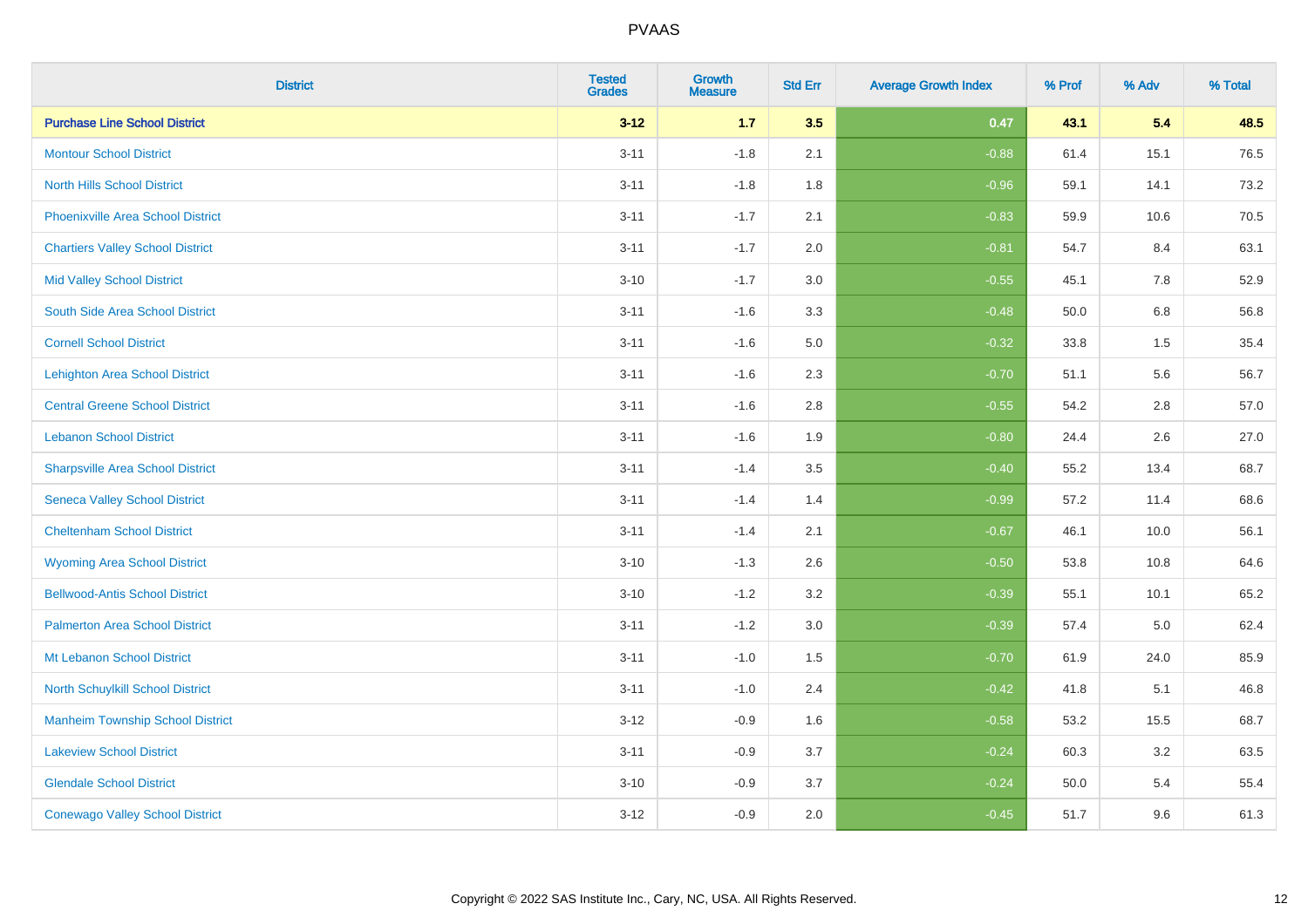| District | Tested Grades | Growth Measure | Std Err | Average Growth Index | % Prof | % Adv | % Total |
|---|---|---|---|---|---|---|---|
| **Purchase Line School District** | **3-12** | **1.7** | **3.5** | **0.47** | **43.1** | **5.4** | **48.5** |
| Montour School District | 3-11 | -1.8 | 2.1 | -0.88 | 61.4 | 15.1 | 76.5 |
| North Hills School District | 3-11 | -1.8 | 1.8 | -0.96 | 59.1 | 14.1 | 73.2 |
| Phoenixville Area School District | 3-11 | -1.7 | 2.1 | -0.83 | 59.9 | 10.6 | 70.5 |
| Chartiers Valley School District | 3-11 | -1.7 | 2.0 | -0.81 | 54.7 | 8.4 | 63.1 |
| Mid Valley School District | 3-10 | -1.7 | 3.0 | -0.55 | 45.1 | 7.8 | 52.9 |
| South Side Area School District | 3-11 | -1.6 | 3.3 | -0.48 | 50.0 | 6.8 | 56.8 |
| Cornell School District | 3-11 | -1.6 | 5.0 | -0.32 | 33.8 | 1.5 | 35.4 |
| Lehighton Area School District | 3-11 | -1.6 | 2.3 | -0.70 | 51.1 | 5.6 | 56.7 |
| Central Greene School District | 3-11 | -1.6 | 2.8 | -0.55 | 54.2 | 2.8 | 57.0 |
| Lebanon School District | 3-11 | -1.6 | 1.9 | -0.80 | 24.4 | 2.6 | 27.0 |
| Sharpsville Area School District | 3-11 | -1.4 | 3.5 | -0.40 | 55.2 | 13.4 | 68.7 |
| Seneca Valley School District | 3-11 | -1.4 | 1.4 | -0.99 | 57.2 | 11.4 | 68.6 |
| Cheltenham School District | 3-11 | -1.4 | 2.1 | -0.67 | 46.1 | 10.0 | 56.1 |
| Wyoming Area School District | 3-10 | -1.3 | 2.6 | -0.50 | 53.8 | 10.8 | 64.6 |
| Bellwood-Antis School District | 3-10 | -1.2 | 3.2 | -0.39 | 55.1 | 10.1 | 65.2 |
| Palmerton Area School District | 3-11 | -1.2 | 3.0 | -0.39 | 57.4 | 5.0 | 62.4 |
| Mt Lebanon School District | 3-11 | -1.0 | 1.5 | -0.70 | 61.9 | 24.0 | 85.9 |
| North Schuylkill School District | 3-11 | -1.0 | 2.4 | -0.42 | 41.8 | 5.1 | 46.8 |
| Manheim Township School District | 3-12 | -0.9 | 1.6 | -0.58 | 53.2 | 15.5 | 68.7 |
| Lakeview School District | 3-11 | -0.9 | 3.7 | -0.24 | 60.3 | 3.2 | 63.5 |
| Glendale School District | 3-10 | -0.9 | 3.7 | -0.24 | 50.0 | 5.4 | 55.4 |
| Conewago Valley School District | 3-12 | -0.9 | 2.0 | -0.45 | 51.7 | 9.6 | 61.3 |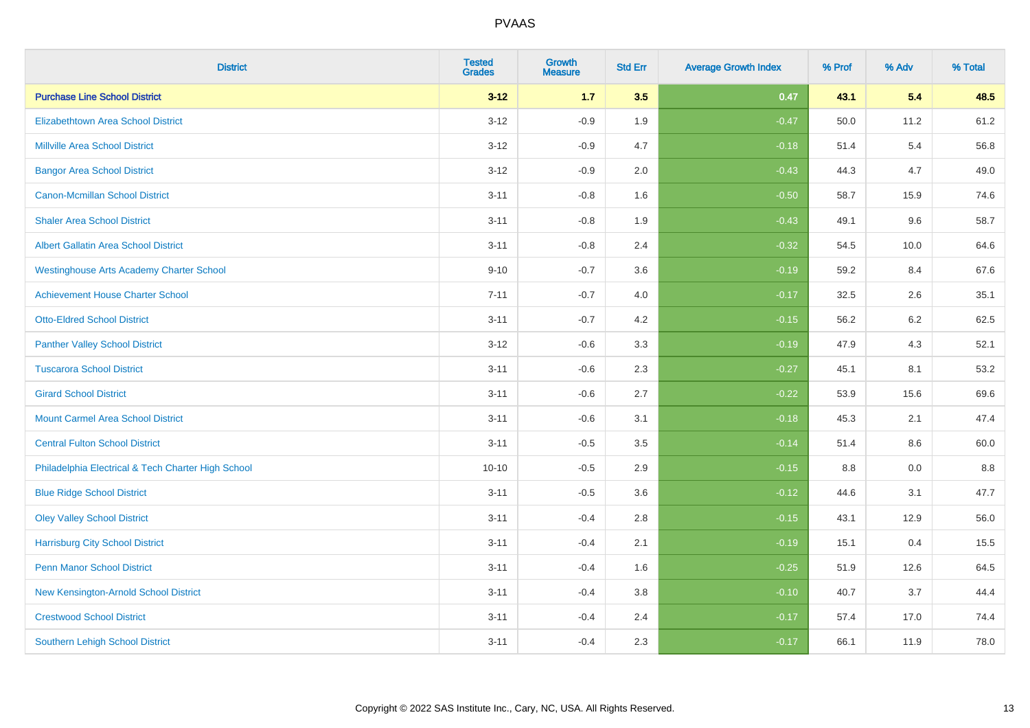# PVAAS

| District | Tested Grades | Growth Measure | Std Err | Average Growth Index | % Prof | % Adv | % Total |
|---|---|---|---|---|---|---|---|
| **Purchase Line School District** | **3-12** | **1.7** | **3.5** | **0.47** | **43.1** | **5.4** | **48.5** |
| Elizabethtown Area School District | 3-12 | -0.9 | 1.9 | -0.47 | 50.0 | 11.2 | 61.2 |
| Millville Area School District | 3-12 | -0.9 | 4.7 | -0.18 | 51.4 | 5.4 | 56.8 |
| Bangor Area School District | 3-12 | -0.9 | 2.0 | -0.43 | 44.3 | 4.7 | 49.0 |
| Canon-Mcmillan School District | 3-11 | -0.8 | 1.6 | -0.50 | 58.7 | 15.9 | 74.6 |
| Shaler Area School District | 3-11 | -0.8 | 1.9 | -0.43 | 49.1 | 9.6 | 58.7 |
| Albert Gallatin Area School District | 3-11 | -0.8 | 2.4 | -0.32 | 54.5 | 10.0 | 64.6 |
| Westinghouse Arts Academy Charter School | 9-10 | -0.7 | 3.6 | -0.19 | 59.2 | 8.4 | 67.6 |
| Achievement House Charter School | 7-11 | -0.7 | 4.0 | -0.17 | 32.5 | 2.6 | 35.1 |
| Otto-Eldred School District | 3-11 | -0.7 | 4.2 | -0.15 | 56.2 | 6.2 | 62.5 |
| Panther Valley School District | 3-12 | -0.6 | 3.3 | -0.19 | 47.9 | 4.3 | 52.1 |
| Tuscarora School District | 3-11 | -0.6 | 2.3 | -0.27 | 45.1 | 8.1 | 53.2 |
| Girard School District | 3-11 | -0.6 | 2.7 | -0.22 | 53.9 | 15.6 | 69.6 |
| Mount Carmel Area School District | 3-11 | -0.6 | 3.1 | -0.18 | 45.3 | 2.1 | 47.4 |
| Central Fulton School District | 3-11 | -0.5 | 3.5 | -0.14 | 51.4 | 8.6 | 60.0 |
| Philadelphia Electrical & Tech Charter High School | 10-10 | -0.5 | 2.9 | -0.15 | 8.8 | 0.0 | 8.8 |
| Blue Ridge School District | 3-11 | -0.5 | 3.6 | -0.12 | 44.6 | 3.1 | 47.7 |
| Oley Valley School District | 3-11 | -0.4 | 2.8 | -0.15 | 43.1 | 12.9 | 56.0 |
| Harrisburg City School District | 3-11 | -0.4 | 2.1 | -0.19 | 15.1 | 0.4 | 15.5 |
| Penn Manor School District | 3-11 | -0.4 | 1.6 | -0.25 | 51.9 | 12.6 | 64.5 |
| New Kensington-Arnold School District | 3-11 | -0.4 | 3.8 | -0.10 | 40.7 | 3.7 | 44.4 |
| Crestwood School District | 3-11 | -0.4 | 2.4 | -0.17 | 57.4 | 17.0 | 74.4 |
| Southern Lehigh School District | 3-11 | -0.4 | 2.3 | -0.17 | 66.1 | 11.9 | 78.0 |

Copyright © 2022 SAS Institute Inc., Cary, NC, USA. All Rights Reserved.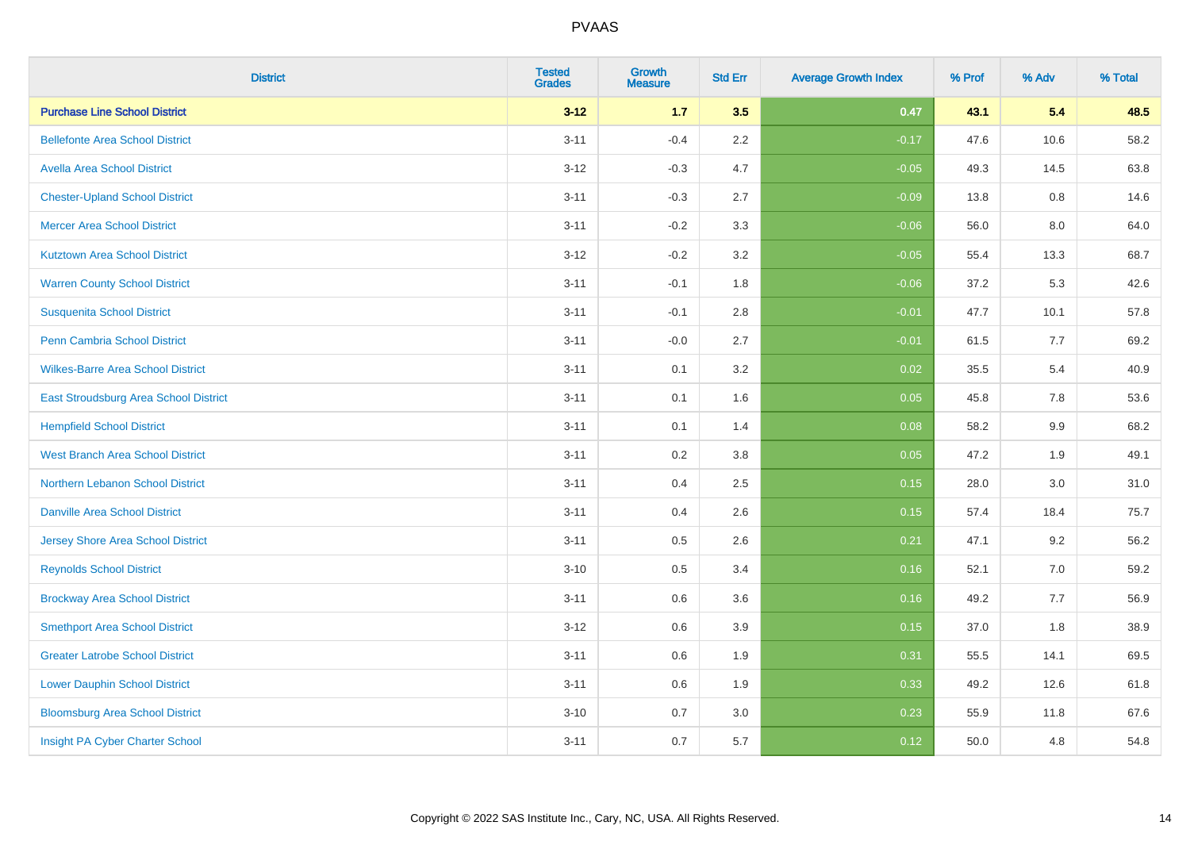| District | Tested Grades | Growth Measure | Std Err | Average Growth Index | % Prof | % Adv | % Total |
|---|---|---|---|---|---|---|---|
| **Purchase Line School District** | **3-12** | **1.7** | **3.5** | **0.47** | **43.1** | **5.4** | **48.5** |
| Bellefonte Area School District | 3-11 | -0.4 | 2.2 | -0.17 | 47.6 | 10.6 | 58.2 |
| Avella Area School District | 3-12 | -0.3 | 4.7 | -0.05 | 49.3 | 14.5 | 63.8 |
| Chester-Upland School District | 3-11 | -0.3 | 2.7 | -0.09 | 13.8 | 0.8 | 14.6 |
| Mercer Area School District | 3-11 | -0.2 | 3.3 | -0.06 | 56.0 | 8.0 | 64.0 |
| Kutztown Area School District | 3-12 | -0.2 | 3.2 | -0.05 | 55.4 | 13.3 | 68.7 |
| Warren County School District | 3-11 | -0.1 | 1.8 | -0.06 | 37.2 | 5.3 | 42.6 |
| Susquenita School District | 3-11 | -0.1 | 2.8 | -0.01 | 47.7 | 10.1 | 57.8 |
| Penn Cambria School District | 3-11 | -0.0 | 2.7 | -0.01 | 61.5 | 7.7 | 69.2 |
| Wilkes-Barre Area School District | 3-11 | 0.1 | 3.2 | 0.02 | 35.5 | 5.4 | 40.9 |
| East Stroudsburg Area School District | 3-11 | 0.1 | 1.6 | 0.05 | 45.8 | 7.8 | 53.6 |
| Hempfield School District | 3-11 | 0.1 | 1.4 | 0.08 | 58.2 | 9.9 | 68.2 |
| West Branch Area School District | 3-11 | 0.2 | 3.8 | 0.05 | 47.2 | 1.9 | 49.1 |
| Northern Lebanon School District | 3-11 | 0.4 | 2.5 | 0.15 | 28.0 | 3.0 | 31.0 |
| Danville Area School District | 3-11 | 0.4 | 2.6 | 0.15 | 57.4 | 18.4 | 75.7 |
| Jersey Shore Area School District | 3-11 | 0.5 | 2.6 | 0.21 | 47.1 | 9.2 | 56.2 |
| Reynolds School District | 3-10 | 0.5 | 3.4 | 0.16 | 52.1 | 7.0 | 59.2 |
| Brockway Area School District | 3-11 | 0.6 | 3.6 | 0.16 | 49.2 | 7.7 | 56.9 |
| Smethport Area School District | 3-12 | 0.6 | 3.9 | 0.15 | 37.0 | 1.8 | 38.9 |
| Greater Latrobe School District | 3-11 | 0.6 | 1.9 | 0.31 | 55.5 | 14.1 | 69.5 |
| Lower Dauphin School District | 3-11 | 0.6 | 1.9 | 0.33 | 49.2 | 12.6 | 61.8 |
| Bloomsburg Area School District | 3-10 | 0.7 | 3.0 | 0.23 | 55.9 | 11.8 | 67.6 |
| Insight PA Cyber Charter School | 3-11 | 0.7 | 5.7 | 0.12 | 50.0 | 4.8 | 54.8 |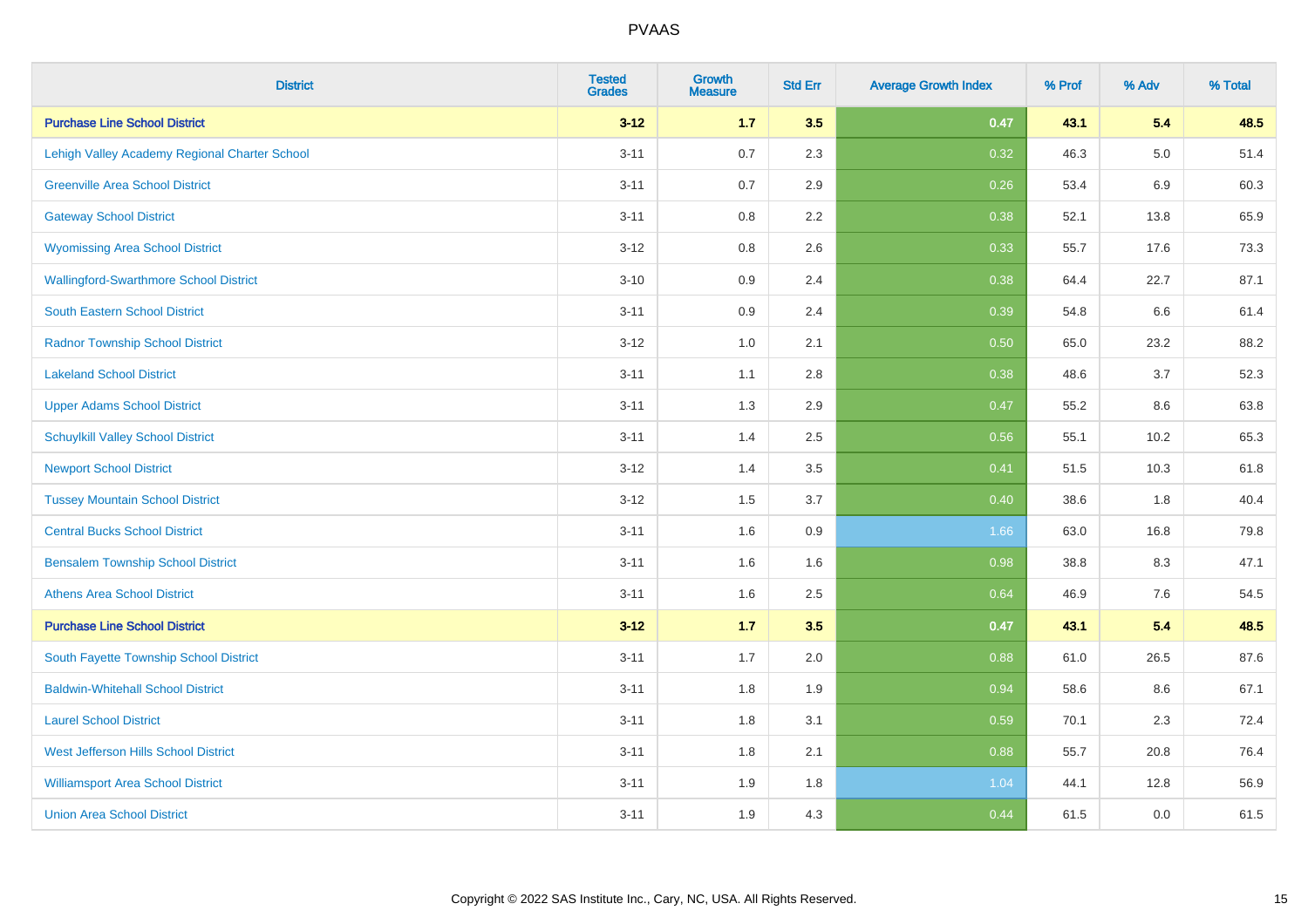# PVAAS

| District | Tested Grades | Growth Measure | Std Err | Average Growth Index | % Prof | % Adv | % Total |
|---|---|---|---|---|---|---|---|
| **Purchase Line School District** | **3-12** | **1.7** | **3.5** | **0.47** | **43.1** | **5.4** | **48.5** |
| Lehigh Valley Academy Regional Charter School | 3-11 | 0.7 | 2.3 | 0.32 | 46.3 | 5.0 | 51.4 |
| Greenville Area School District | 3-11 | 0.7 | 2.9 | 0.26 | 53.4 | 6.9 | 60.3 |
| Gateway School District | 3-11 | 0.8 | 2.2 | 0.38 | 52.1 | 13.8 | 65.9 |
| Wyomissing Area School District | 3-12 | 0.8 | 2.6 | 0.33 | 55.7 | 17.6 | 73.3 |
| Wallingford-Swarthmore School District | 3-10 | 0.9 | 2.4 | 0.38 | 64.4 | 22.7 | 87.1 |
| South Eastern School District | 3-11 | 0.9 | 2.4 | 0.39 | 54.8 | 6.6 | 61.4 |
| Radnor Township School District | 3-12 | 1.0 | 2.1 | 0.50 | 65.0 | 23.2 | 88.2 |
| Lakeland School District | 3-11 | 1.1 | 2.8 | 0.38 | 48.6 | 3.7 | 52.3 |
| Upper Adams School District | 3-11 | 1.3 | 2.9 | 0.47 | 55.2 | 8.6 | 63.8 |
| Schuylkill Valley School District | 3-11 | 1.4 | 2.5 | 0.56 | 55.1 | 10.2 | 65.3 |
| Newport School District | 3-12 | 1.4 | 3.5 | 0.41 | 51.5 | 10.3 | 61.8 |
| Tussey Mountain School District | 3-12 | 1.5 | 3.7 | 0.40 | 38.6 | 1.8 | 40.4 |
| Central Bucks School District | 3-11 | 1.6 | 0.9 | 1.66 | 63.0 | 16.8 | 79.8 |
| Bensalem Township School District | 3-11 | 1.6 | 1.6 | 0.98 | 38.8 | 8.3 | 47.1 |
| Athens Area School District | 3-11 | 1.6 | 2.5 | 0.64 | 46.9 | 7.6 | 54.5 |
| **Purchase Line School District** | **3-12** | **1.7** | **3.5** | **0.47** | **43.1** | **5.4** | **48.5** |
| South Fayette Township School District | 3-11 | 1.7 | 2.0 | 0.88 | 61.0 | 26.5 | 87.6 |
| Baldwin-Whitehall School District | 3-11 | 1.8 | 1.9 | 0.94 | 58.6 | 8.6 | 67.1 |
| Laurel School District | 3-11 | 1.8 | 3.1 | 0.59 | 70.1 | 2.3 | 72.4 |
| West Jefferson Hills School District | 3-11 | 1.8 | 2.1 | 0.88 | 55.7 | 20.8 | 76.4 |
| Williamsport Area School District | 3-11 | 1.9 | 1.8 | 1.04 | 44.1 | 12.8 | 56.9 |
| Union Area School District | 3-11 | 1.9 | 4.3 | 0.44 | 61.5 | 0.0 | 61.5 |

Copyright © 2022 SAS Institute Inc., Cary, NC, USA. All Rights Reserved.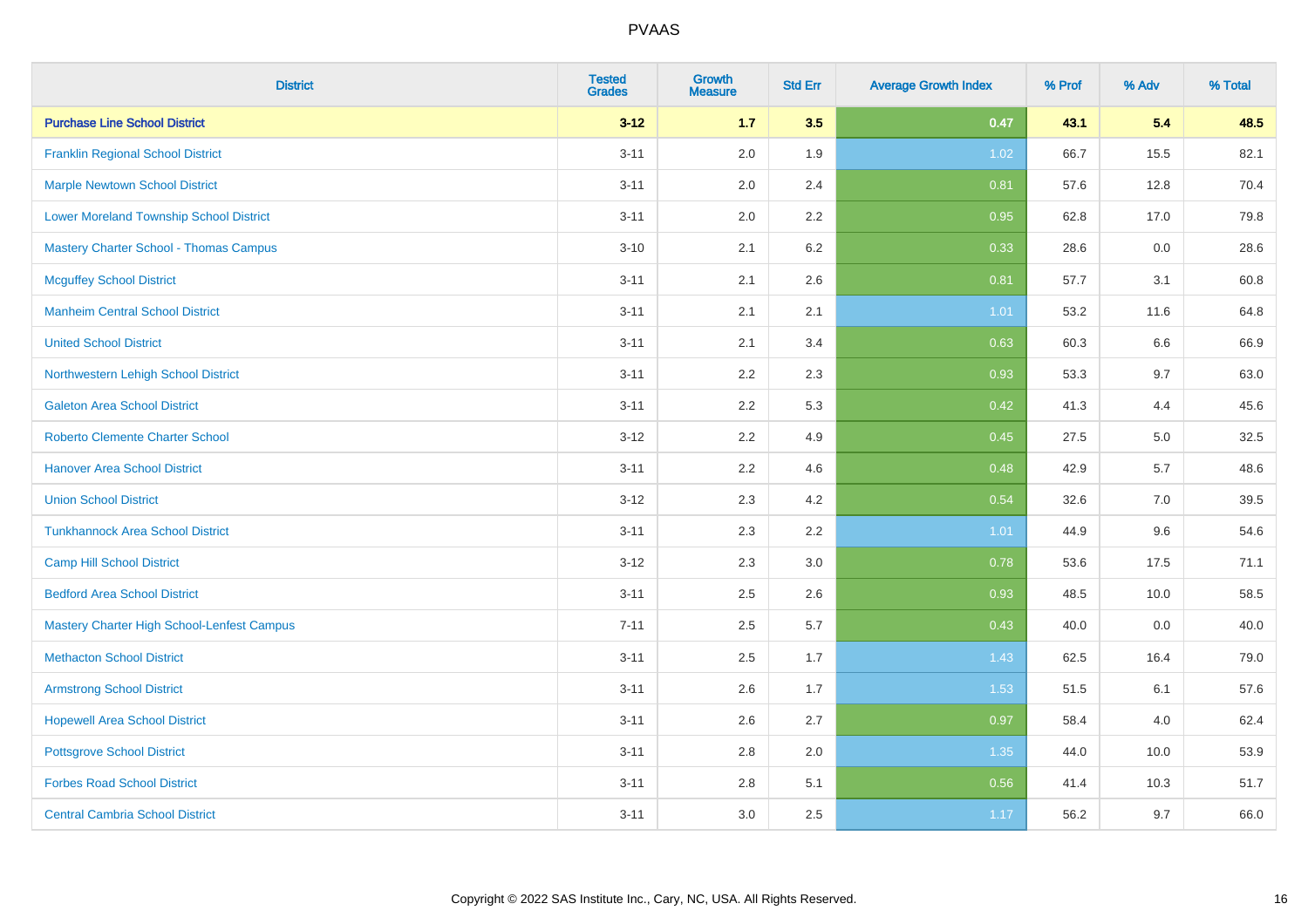# PVAAS

| District | Tested Grades | Growth Measure | Std Err | Average Growth Index | % Prof | % Adv | % Total |
|---|---|---|---|---|---|---|---|
| **Purchase Line School District** | **3-12** | **1.7** | **3.5** | **0.47** | **43.1** | **5.4** | **48.5** |
| Franklin Regional School District | 3-11 | 2.0 | 1.9 | 1.02 | 66.7 | 15.5 | 82.1 |
| Marple Newtown School District | 3-11 | 2.0 | 2.4 | 0.81 | 57.6 | 12.8 | 70.4 |
| Lower Moreland Township School District | 3-11 | 2.0 | 2.2 | 0.95 | 62.8 | 17.0 | 79.8 |
| Mastery Charter School - Thomas Campus | 3-10 | 2.1 | 6.2 | 0.33 | 28.6 | 0.0 | 28.6 |
| Mcguffey School District | 3-11 | 2.1 | 2.6 | 0.81 | 57.7 | 3.1 | 60.8 |
| Manheim Central School District | 3-11 | 2.1 | 2.1 | 1.01 | 53.2 | 11.6 | 64.8 |
| United School District | 3-11 | 2.1 | 3.4 | 0.63 | 60.3 | 6.6 | 66.9 |
| Northwestern Lehigh School District | 3-11 | 2.2 | 2.3 | 0.93 | 53.3 | 9.7 | 63.0 |
| Galeton Area School District | 3-11 | 2.2 | 5.3 | 0.42 | 41.3 | 4.4 | 45.6 |
| Roberto Clemente Charter School | 3-12 | 2.2 | 4.9 | 0.45 | 27.5 | 5.0 | 32.5 |
| Hanover Area School District | 3-11 | 2.2 | 4.6 | 0.48 | 42.9 | 5.7 | 48.6 |
| Union School District | 3-12 | 2.3 | 4.2 | 0.54 | 32.6 | 7.0 | 39.5 |
| Tunkhannock Area School District | 3-11 | 2.3 | 2.2 | 1.01 | 44.9 | 9.6 | 54.6 |
| Camp Hill School District | 3-12 | 2.3 | 3.0 | 0.78 | 53.6 | 17.5 | 71.1 |
| Bedford Area School District | 3-11 | 2.5 | 2.6 | 0.93 | 48.5 | 10.0 | 58.5 |
| Mastery Charter High School-Lenfest Campus | 7-11 | 2.5 | 5.7 | 0.43 | 40.0 | 0.0 | 40.0 |
| Methacton School District | 3-11 | 2.5 | 1.7 | 1.43 | 62.5 | 16.4 | 79.0 |
| Armstrong School District | 3-11 | 2.6 | 1.7 | 1.53 | 51.5 | 6.1 | 57.6 |
| Hopewell Area School District | 3-11 | 2.6 | 2.7 | 0.97 | 58.4 | 4.0 | 62.4 |
| Pottsgrove School District | 3-11 | 2.8 | 2.0 | 1.35 | 44.0 | 10.0 | 53.9 |
| Forbes Road School District | 3-11 | 2.8 | 5.1 | 0.56 | 41.4 | 10.3 | 51.7 |
| Central Cambria School District | 3-11 | 3.0 | 2.5 | 1.17 | 56.2 | 9.7 | 66.0 |

Copyright © 2022 SAS Institute Inc., Cary, NC, USA. All Rights Reserved.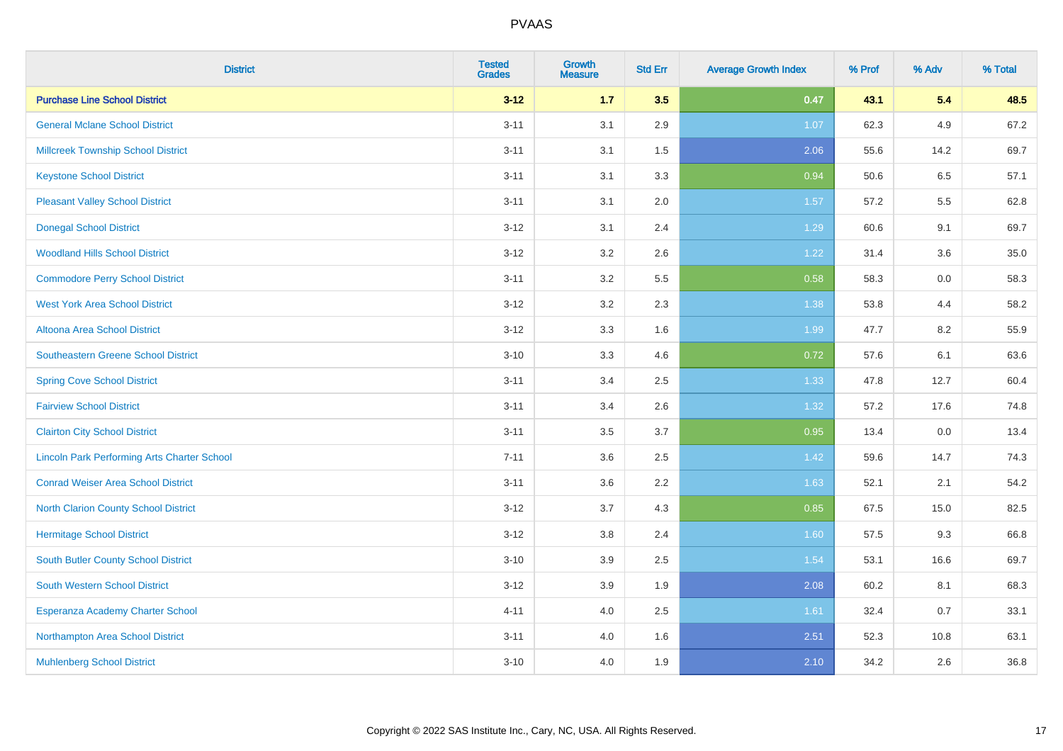# PVAAS

| District | Tested Grades | Growth Measure | Std Err | Average Growth Index | % Prof | % Adv | % Total |
|---|---|---|---|---|---|---|---|
| **Purchase Line School District** | **3-12** | **1.7** | **3.5** | **0.47** | **43.1** | **5.4** | **48.5** |
| General Mclane School District | 3-11 | 3.1 | 2.9 | 1.07 | 62.3 | 4.9 | 67.2 |
| Millcreek Township School District | 3-11 | 3.1 | 1.5 | 2.06 | 55.6 | 14.2 | 69.7 |
| Keystone School District | 3-11 | 3.1 | 3.3 | 0.94 | 50.6 | 6.5 | 57.1 |
| Pleasant Valley School District | 3-11 | 3.1 | 2.0 | 1.57 | 57.2 | 5.5 | 62.8 |
| Donegal School District | 3-12 | 3.1 | 2.4 | 1.29 | 60.6 | 9.1 | 69.7 |
| Woodland Hills School District | 3-12 | 3.2 | 2.6 | 1.22 | 31.4 | 3.6 | 35.0 |
| Commodore Perry School District | 3-11 | 3.2 | 5.5 | 0.58 | 58.3 | 0.0 | 58.3 |
| West York Area School District | 3-12 | 3.2 | 2.3 | 1.38 | 53.8 | 4.4 | 58.2 |
| Altoona Area School District | 3-12 | 3.3 | 1.6 | 1.99 | 47.7 | 8.2 | 55.9 |
| Southeastern Greene School District | 3-10 | 3.3 | 4.6 | 0.72 | 57.6 | 6.1 | 63.6 |
| Spring Cove School District | 3-11 | 3.4 | 2.5 | 1.33 | 47.8 | 12.7 | 60.4 |
| Fairview School District | 3-11 | 3.4 | 2.6 | 1.32 | 57.2 | 17.6 | 74.8 |
| Clairton City School District | 3-11 | 3.5 | 3.7 | 0.95 | 13.4 | 0.0 | 13.4 |
| Lincoln Park Performing Arts Charter School | 7-11 | 3.6 | 2.5 | 1.42 | 59.6 | 14.7 | 74.3 |
| Conrad Weiser Area School District | 3-11 | 3.6 | 2.2 | 1.63 | 52.1 | 2.1 | 54.2 |
| North Clarion County School District | 3-12 | 3.7 | 4.3 | 0.85 | 67.5 | 15.0 | 82.5 |
| Hermitage School District | 3-12 | 3.8 | 2.4 | 1.60 | 57.5 | 9.3 | 66.8 |
| South Butler County School District | 3-10 | 3.9 | 2.5 | 1.54 | 53.1 | 16.6 | 69.7 |
| South Western School District | 3-12 | 3.9 | 1.9 | 2.08 | 60.2 | 8.1 | 68.3 |
| Esperanza Academy Charter School | 4-11 | 4.0 | 2.5 | 1.61 | 32.4 | 0.7 | 33.1 |
| Northampton Area School District | 3-11 | 4.0 | 1.6 | 2.51 | 52.3 | 10.8 | 63.1 |
| Muhlenberg School District | 3-10 | 4.0 | 1.9 | 2.10 | 34.2 | 2.6 | 36.8 |

Copyright © 2022 SAS Institute Inc., Cary, NC, USA. All Rights Reserved.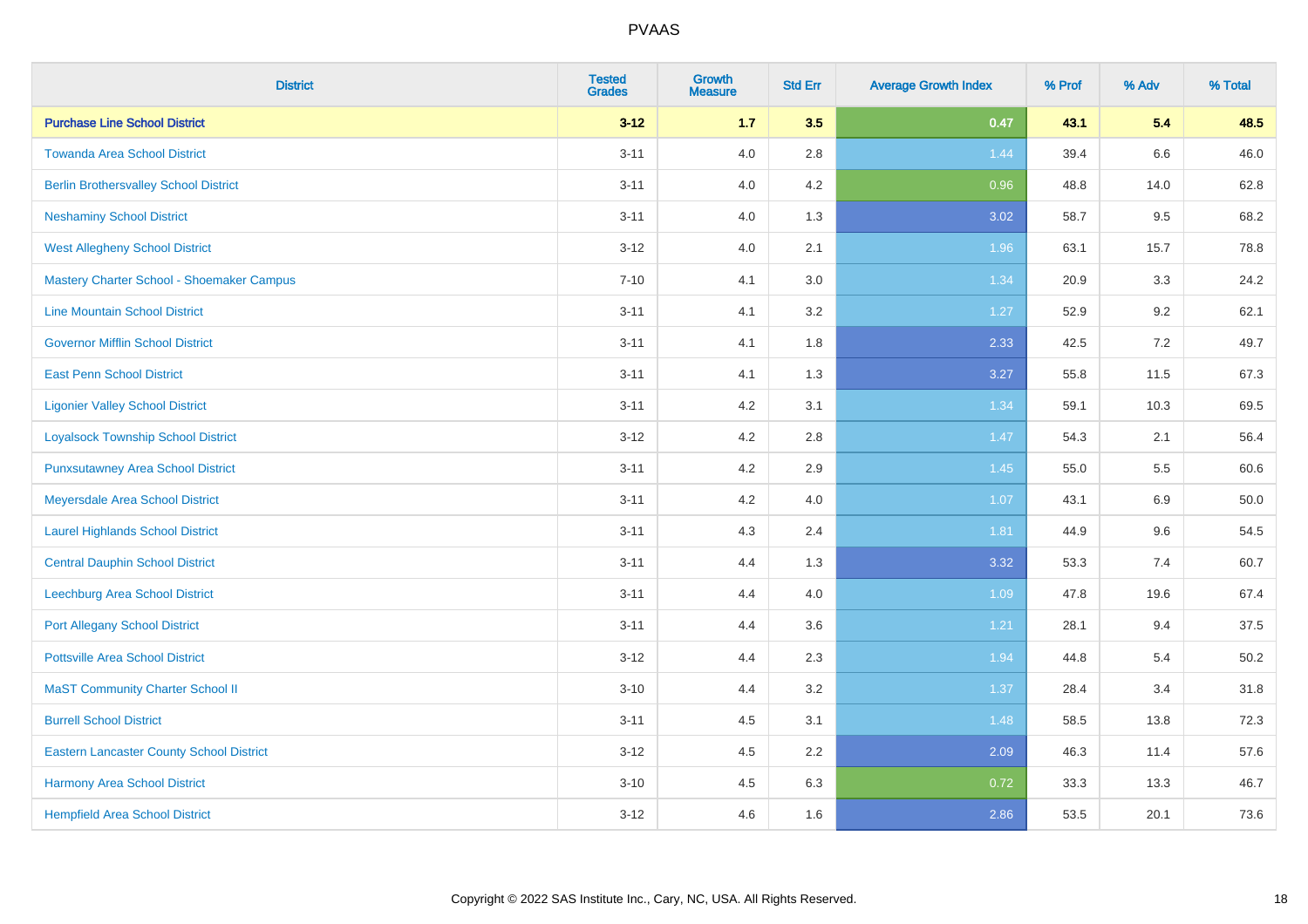| District | Tested Grades | Growth Measure | Std Err | Average Growth Index | % Prof | % Adv | % Total |
|---|---|---|---|---|---|---|---|
| **Purchase Line School District** | **3-12** | **1.7** | **3.5** | **0.47** | **43.1** | **5.4** | **48.5** |
| Towanda Area School District | 3-11 | 4.0 | 2.8 | 1.44 | 39.4 | 6.6 | 46.0 |
| Berlin Brothersvalley School District | 3-11 | 4.0 | 4.2 | 0.96 | 48.8 | 14.0 | 62.8 |
| Neshaminy School District | 3-11 | 4.0 | 1.3 | 3.02 | 58.7 | 9.5 | 68.2 |
| West Allegheny School District | 3-12 | 4.0 | 2.1 | 1.96 | 63.1 | 15.7 | 78.8 |
| Mastery Charter School - Shoemaker Campus | 7-10 | 4.1 | 3.0 | 1.34 | 20.9 | 3.3 | 24.2 |
| Line Mountain School District | 3-11 | 4.1 | 3.2 | 1.27 | 52.9 | 9.2 | 62.1 |
| Governor Mifflin School District | 3-11 | 4.1 | 1.8 | 2.33 | 42.5 | 7.2 | 49.7 |
| East Penn School District | 3-11 | 4.1 | 1.3 | 3.27 | 55.8 | 11.5 | 67.3 |
| Ligonier Valley School District | 3-11 | 4.2 | 3.1 | 1.34 | 59.1 | 10.3 | 69.5 |
| Loyalsock Township School District | 3-12 | 4.2 | 2.8 | 1.47 | 54.3 | 2.1 | 56.4 |
| Punxsutawney Area School District | 3-11 | 4.2 | 2.9 | 1.45 | 55.0 | 5.5 | 60.6 |
| Meyersdale Area School District | 3-11 | 4.2 | 4.0 | 1.07 | 43.1 | 6.9 | 50.0 |
| Laurel Highlands School District | 3-11 | 4.3 | 2.4 | 1.81 | 44.9 | 9.6 | 54.5 |
| Central Dauphin School District | 3-11 | 4.4 | 1.3 | 3.32 | 53.3 | 7.4 | 60.7 |
| Leechburg Area School District | 3-11 | 4.4 | 4.0 | 1.09 | 47.8 | 19.6 | 67.4 |
| Port Allegany School District | 3-11 | 4.4 | 3.6 | 1.21 | 28.1 | 9.4 | 37.5 |
| Pottsville Area School District | 3-12 | 4.4 | 2.3 | 1.94 | 44.8 | 5.4 | 50.2 |
| MaST Community Charter School II | 3-10 | 4.4 | 3.2 | 1.37 | 28.4 | 3.4 | 31.8 |
| Burrell School District | 3-11 | 4.5 | 3.1 | 1.48 | 58.5 | 13.8 | 72.3 |
| Eastern Lancaster County School District | 3-12 | 4.5 | 2.2 | 2.09 | 46.3 | 11.4 | 57.6 |
| Harmony Area School District | 3-10 | 4.5 | 6.3 | 0.72 | 33.3 | 13.3 | 46.7 |
| Hempfield Area School District | 3-12 | 4.6 | 1.6 | 2.86 | 53.5 | 20.1 | 73.6 |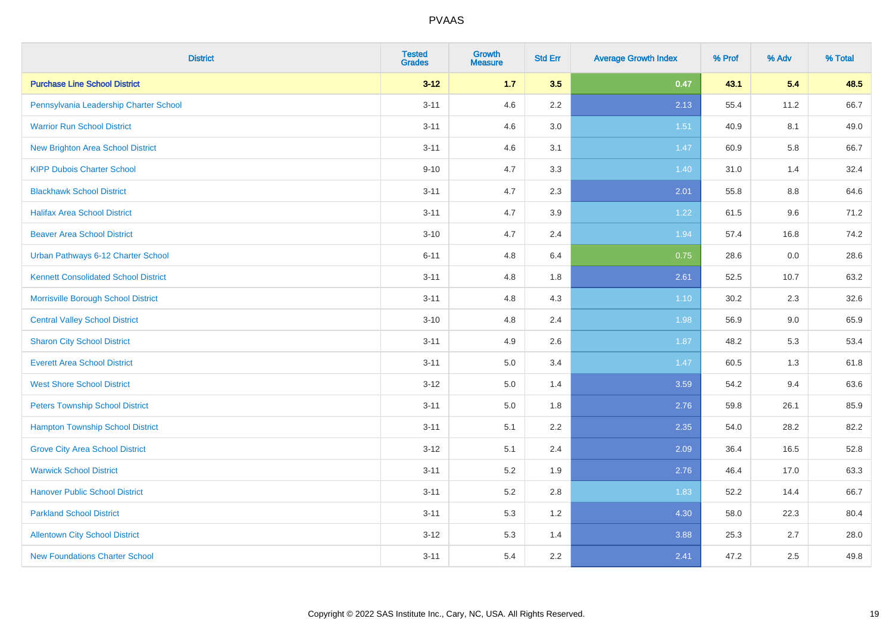| District | Tested Grades | Growth Measure | Std Err | Average Growth Index | % Prof | % Adv | % Total |
|---|---|---|---|---|---|---|---|
| **Purchase Line School District** | **3-12** | **1.7** | **3.5** | **0.47** | **43.1** | **5.4** | **48.5** |
| Pennsylvania Leadership Charter School | 3-11 | 4.6 | 2.2 | 2.13 | 55.4 | 11.2 | 66.7 |
| Warrior Run School District | 3-11 | 4.6 | 3.0 | 1.51 | 40.9 | 8.1 | 49.0 |
| New Brighton Area School District | 3-11 | 4.6 | 3.1 | 1.47 | 60.9 | 5.8 | 66.7 |
| KIPP Dubois Charter School | 9-10 | 4.7 | 3.3 | 1.40 | 31.0 | 1.4 | 32.4 |
| Blackhawk School District | 3-11 | 4.7 | 2.3 | 2.01 | 55.8 | 8.8 | 64.6 |
| Halifax Area School District | 3-11 | 4.7 | 3.9 | 1.22 | 61.5 | 9.6 | 71.2 |
| Beaver Area School District | 3-10 | 4.7 | 2.4 | 1.94 | 57.4 | 16.8 | 74.2 |
| Urban Pathways 6-12 Charter School | 6-11 | 4.8 | 6.4 | 0.75 | 28.6 | 0.0 | 28.6 |
| Kennett Consolidated School District | 3-11 | 4.8 | 1.8 | 2.61 | 52.5 | 10.7 | 63.2 |
| Morrisville Borough School District | 3-11 | 4.8 | 4.3 | 1.10 | 30.2 | 2.3 | 32.6 |
| Central Valley School District | 3-10 | 4.8 | 2.4 | 1.98 | 56.9 | 9.0 | 65.9 |
| Sharon City School District | 3-11 | 4.9 | 2.6 | 1.87 | 48.2 | 5.3 | 53.4 |
| Everett Area School District | 3-11 | 5.0 | 3.4 | 1.47 | 60.5 | 1.3 | 61.8 |
| West Shore School District | 3-12 | 5.0 | 1.4 | 3.59 | 54.2 | 9.4 | 63.6 |
| Peters Township School District | 3-11 | 5.0 | 1.8 | 2.76 | 59.8 | 26.1 | 85.9 |
| Hampton Township School District | 3-11 | 5.1 | 2.2 | 2.35 | 54.0 | 28.2 | 82.2 |
| Grove City Area School District | 3-12 | 5.1 | 2.4 | 2.09 | 36.4 | 16.5 | 52.8 |
| Warwick School District | 3-11 | 5.2 | 1.9 | 2.76 | 46.4 | 17.0 | 63.3 |
| Hanover Public School District | 3-11 | 5.2 | 2.8 | 1.83 | 52.2 | 14.4 | 66.7 |
| Parkland School District | 3-11 | 5.3 | 1.2 | 4.30 | 58.0 | 22.3 | 80.4 |
| Allentown City School District | 3-12 | 5.3 | 1.4 | 3.88 | 25.3 | 2.7 | 28.0 |
| New Foundations Charter School | 3-11 | 5.4 | 2.2 | 2.41 | 47.2 | 2.5 | 49.8 |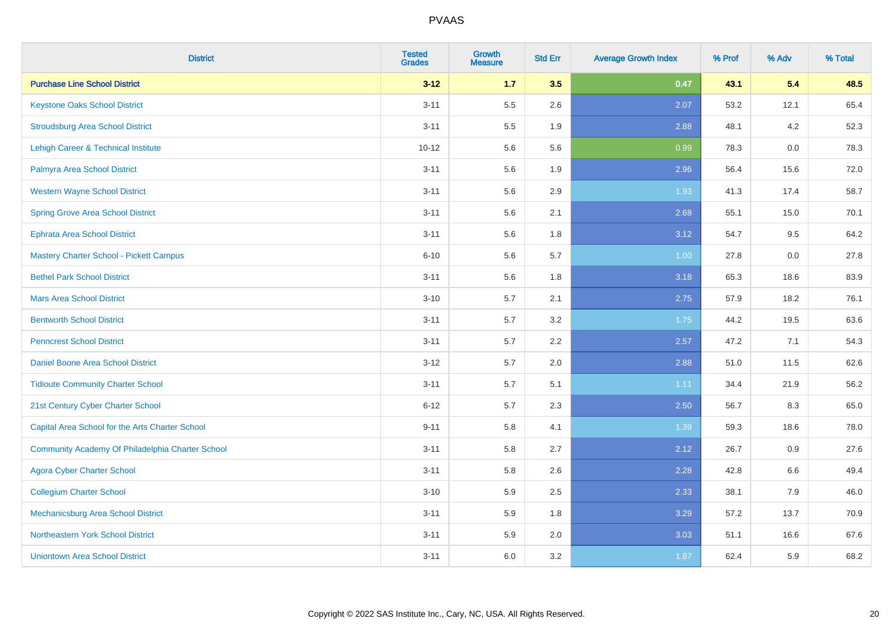# PVAAS

| District | Tested Grades | Growth Measure | Std Err | Average Growth Index | % Prof | % Adv | % Total |
|---|---|---|---|---|---|---|---|
| **Purchase Line School District** | **3-12** | **1.7** | **3.5** | **0.47** | **43.1** | **5.4** | **48.5** |
| Keystone Oaks School District | 3-11 | 5.5 | 2.6 | 2.07 | 53.2 | 12.1 | 65.4 |
| Stroudsburg Area School District | 3-11 | 5.5 | 1.9 | 2.88 | 48.1 | 4.2 | 52.3 |
| Lehigh Career & Technical Institute | 10-12 | 5.6 | 5.6 | 0.99 | 78.3 | 0.0 | 78.3 |
| Palmyra Area School District | 3-11 | 5.6 | 1.9 | 2.96 | 56.4 | 15.6 | 72.0 |
| Western Wayne School District | 3-11 | 5.6 | 2.9 | 1.93 | 41.3 | 17.4 | 58.7 |
| Spring Grove Area School District | 3-11 | 5.6 | 2.1 | 2.68 | 55.1 | 15.0 | 70.1 |
| Ephrata Area School District | 3-11 | 5.6 | 1.8 | 3.12 | 54.7 | 9.5 | 64.2 |
| Mastery Charter School - Pickett Campus | 6-10 | 5.6 | 5.7 | 1.00 | 27.8 | 0.0 | 27.8 |
| Bethel Park School District | 3-11 | 5.6 | 1.8 | 3.18 | 65.3 | 18.6 | 83.9 |
| Mars Area School District | 3-10 | 5.7 | 2.1 | 2.75 | 57.9 | 18.2 | 76.1 |
| Bentworth School District | 3-11 | 5.7 | 3.2 | 1.75 | 44.2 | 19.5 | 63.6 |
| Penncrest School District | 3-11 | 5.7 | 2.2 | 2.57 | 47.2 | 7.1 | 54.3 |
| Daniel Boone Area School District | 3-12 | 5.7 | 2.0 | 2.88 | 51.0 | 11.5 | 62.6 |
| Tidioute Community Charter School | 3-11 | 5.7 | 5.1 | 1.11 | 34.4 | 21.9 | 56.2 |
| 21st Century Cyber Charter School | 6-12 | 5.7 | 2.3 | 2.50 | 56.7 | 8.3 | 65.0 |
| Capital Area School for the Arts Charter School | 9-11 | 5.8 | 4.1 | 1.39 | 59.3 | 18.6 | 78.0 |
| Community Academy Of Philadelphia Charter School | 3-11 | 5.8 | 2.7 | 2.12 | 26.7 | 0.9 | 27.6 |
| Agora Cyber Charter School | 3-11 | 5.8 | 2.6 | 2.28 | 42.8 | 6.6 | 49.4 |
| Collegium Charter School | 3-10 | 5.9 | 2.5 | 2.33 | 38.1 | 7.9 | 46.0 |
| Mechanicsburg Area School District | 3-11 | 5.9 | 1.8 | 3.29 | 57.2 | 13.7 | 70.9 |
| Northeastern York School District | 3-11 | 5.9 | 2.0 | 3.03 | 51.1 | 16.6 | 67.6 |
| Uniontown Area School District | 3-11 | 6.0 | 3.2 | 1.87 | 62.4 | 5.9 | 68.2 |

Copyright © 2022 SAS Institute Inc., Cary, NC, USA. All Rights Reserved.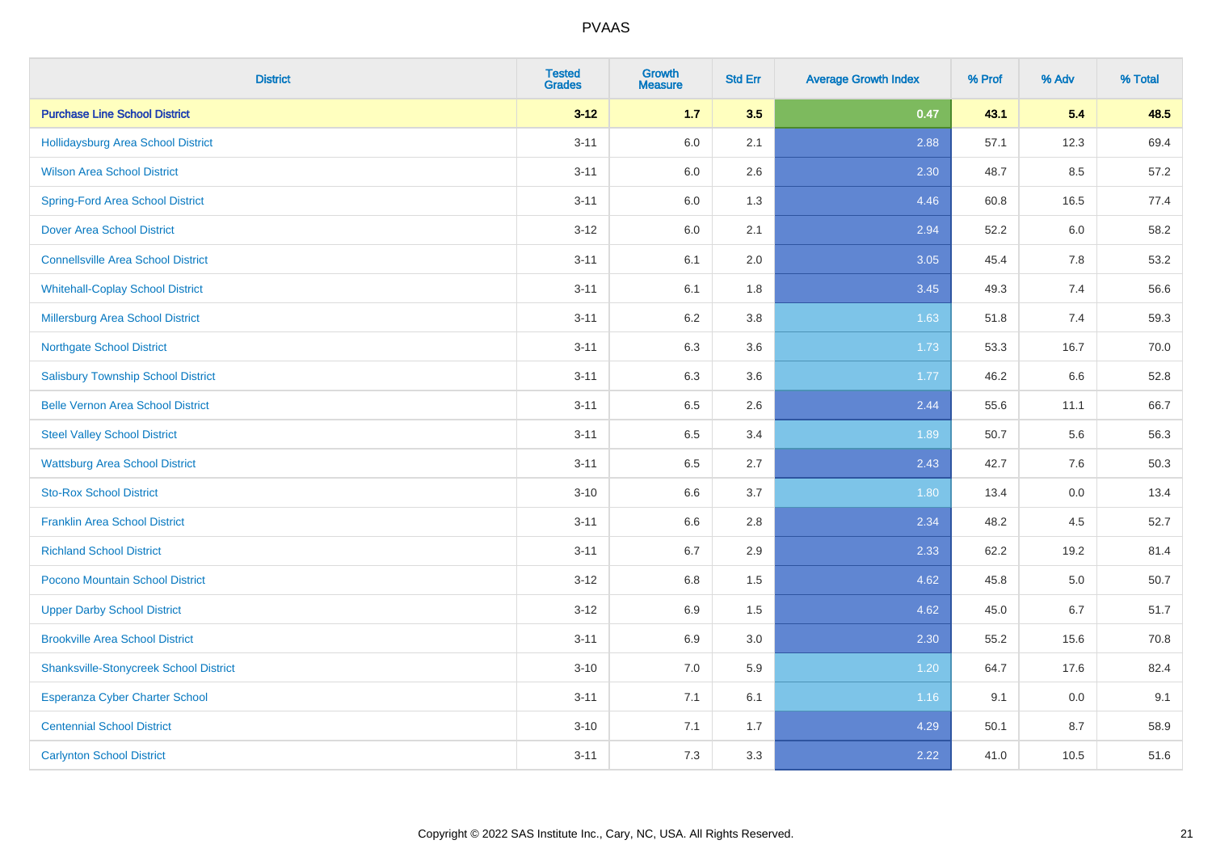# PVAAS

| District | Tested Grades | Growth Measure | Std Err | Average Growth Index | % Prof | % Adv | % Total |
|---|---|---|---|---|---|---|---|
| **Purchase Line School District** | **3-12** | **1.7** | **3.5** | **0.47** | **43.1** | **5.4** | **48.5** |
| Hollidaysburg Area School District | 3-11 | 6.0 | 2.1 | 2.88 | 57.1 | 12.3 | 69.4 |
| Wilson Area School District | 3-11 | 6.0 | 2.6 | 2.30 | 48.7 | 8.5 | 57.2 |
| Spring-Ford Area School District | 3-11 | 6.0 | 1.3 | 4.46 | 60.8 | 16.5 | 77.4 |
| Dover Area School District | 3-12 | 6.0 | 2.1 | 2.94 | 52.2 | 6.0 | 58.2 |
| Connellsville Area School District | 3-11 | 6.1 | 2.0 | 3.05 | 45.4 | 7.8 | 53.2 |
| Whitehall-Coplay School District | 3-11 | 6.1 | 1.8 | 3.45 | 49.3 | 7.4 | 56.6 |
| Millersburg Area School District | 3-11 | 6.2 | 3.8 | 1.63 | 51.8 | 7.4 | 59.3 |
| Northgate School District | 3-11 | 6.3 | 3.6 | 1.73 | 53.3 | 16.7 | 70.0 |
| Salisbury Township School District | 3-11 | 6.3 | 3.6 | 1.77 | 46.2 | 6.6 | 52.8 |
| Belle Vernon Area School District | 3-11 | 6.5 | 2.6 | 2.44 | 55.6 | 11.1 | 66.7 |
| Steel Valley School District | 3-11 | 6.5 | 3.4 | 1.89 | 50.7 | 5.6 | 56.3 |
| Wattsburg Area School District | 3-11 | 6.5 | 2.7 | 2.43 | 42.7 | 7.6 | 50.3 |
| Sto-Rox School District | 3-10 | 6.6 | 3.7 | 1.80 | 13.4 | 0.0 | 13.4 |
| Franklin Area School District | 3-11 | 6.6 | 2.8 | 2.34 | 48.2 | 4.5 | 52.7 |
| Richland School District | 3-11 | 6.7 | 2.9 | 2.33 | 62.2 | 19.2 | 81.4 |
| Pocono Mountain School District | 3-12 | 6.8 | 1.5 | 4.62 | 45.8 | 5.0 | 50.7 |
| Upper Darby School District | 3-12 | 6.9 | 1.5 | 4.62 | 45.0 | 6.7 | 51.7 |
| Brookville Area School District | 3-11 | 6.9 | 3.0 | 2.30 | 55.2 | 15.6 | 70.8 |
| Shanksville-Stonycreek School District | 3-10 | 7.0 | 5.9 | 1.20 | 64.7 | 17.6 | 82.4 |
| Esperanza Cyber Charter School | 3-11 | 7.1 | 6.1 | 1.16 | 9.1 | 0.0 | 9.1 |
| Centennial School District | 3-10 | 7.1 | 1.7 | 4.29 | 50.1 | 8.7 | 58.9 |
| Carlynton School District | 3-11 | 7.3 | 3.3 | 2.22 | 41.0 | 10.5 | 51.6 |

Copyright © 2022 SAS Institute Inc., Cary, NC, USA. All Rights Reserved.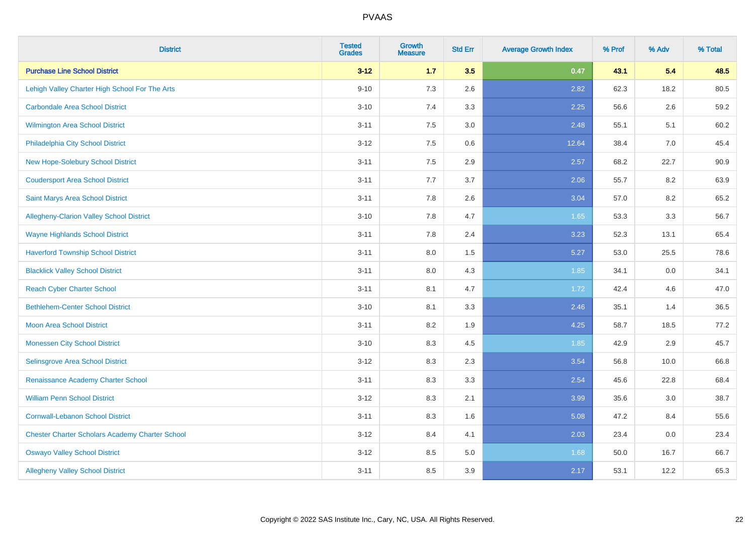# PVAAS

| District | Tested Grades | Growth Measure | Std Err | Average Growth Index | % Prof | % Adv | % Total |
|---|---|---|---|---|---|---|---|
| **Purchase Line School District** | **3-12** | **1.7** | **3.5** | **0.47** | **43.1** | **5.4** | **48.5** |
| Lehigh Valley Charter High School For The Arts | 9-10 | 7.3 | 2.6 | 2.82 | 62.3 | 18.2 | 80.5 |
| Carbondale Area School District | 3-10 | 7.4 | 3.3 | 2.25 | 56.6 | 2.6 | 59.2 |
| Wilmington Area School District | 3-11 | 7.5 | 3.0 | 2.48 | 55.1 | 5.1 | 60.2 |
| Philadelphia City School District | 3-12 | 7.5 | 0.6 | 12.64 | 38.4 | 7.0 | 45.4 |
| New Hope-Solebury School District | 3-11 | 7.5 | 2.9 | 2.57 | 68.2 | 22.7 | 90.9 |
| Coudersport Area School District | 3-11 | 7.7 | 3.7 | 2.06 | 55.7 | 8.2 | 63.9 |
| Saint Marys Area School District | 3-11 | 7.8 | 2.6 | 3.04 | 57.0 | 8.2 | 65.2 |
| Allegheny-Clarion Valley School District | 3-10 | 7.8 | 4.7 | 1.65 | 53.3 | 3.3 | 56.7 |
| Wayne Highlands School District | 3-11 | 7.8 | 2.4 | 3.23 | 52.3 | 13.1 | 65.4 |
| Haverford Township School District | 3-11 | 8.0 | 1.5 | 5.27 | 53.0 | 25.5 | 78.6 |
| Blacklick Valley School District | 3-11 | 8.0 | 4.3 | 1.85 | 34.1 | 0.0 | 34.1 |
| Reach Cyber Charter School | 3-11 | 8.1 | 4.7 | 1.72 | 42.4 | 4.6 | 47.0 |
| Bethlehem-Center School District | 3-10 | 8.1 | 3.3 | 2.46 | 35.1 | 1.4 | 36.5 |
| Moon Area School District | 3-11 | 8.2 | 1.9 | 4.25 | 58.7 | 18.5 | 77.2 |
| Monessen City School District | 3-10 | 8.3 | 4.5 | 1.85 | 42.9 | 2.9 | 45.7 |
| Selinsgrove Area School District | 3-12 | 8.3 | 2.3 | 3.54 | 56.8 | 10.0 | 66.8 |
| Renaissance Academy Charter School | 3-11 | 8.3 | 3.3 | 2.54 | 45.6 | 22.8 | 68.4 |
| William Penn School District | 3-12 | 8.3 | 2.1 | 3.99 | 35.6 | 3.0 | 38.7 |
| Cornwall-Lebanon School District | 3-11 | 8.3 | 1.6 | 5.08 | 47.2 | 8.4 | 55.6 |
| Chester Charter Scholars Academy Charter School | 3-12 | 8.4 | 4.1 | 2.03 | 23.4 | 0.0 | 23.4 |
| Oswayo Valley School District | 3-12 | 8.5 | 5.0 | 1.68 | 50.0 | 16.7 | 66.7 |
| Allegheny Valley School District | 3-11 | 8.5 | 3.9 | 2.17 | 53.1 | 12.2 | 65.3 |

Copyright © 2022 SAS Institute Inc., Cary, NC, USA. All Rights Reserved.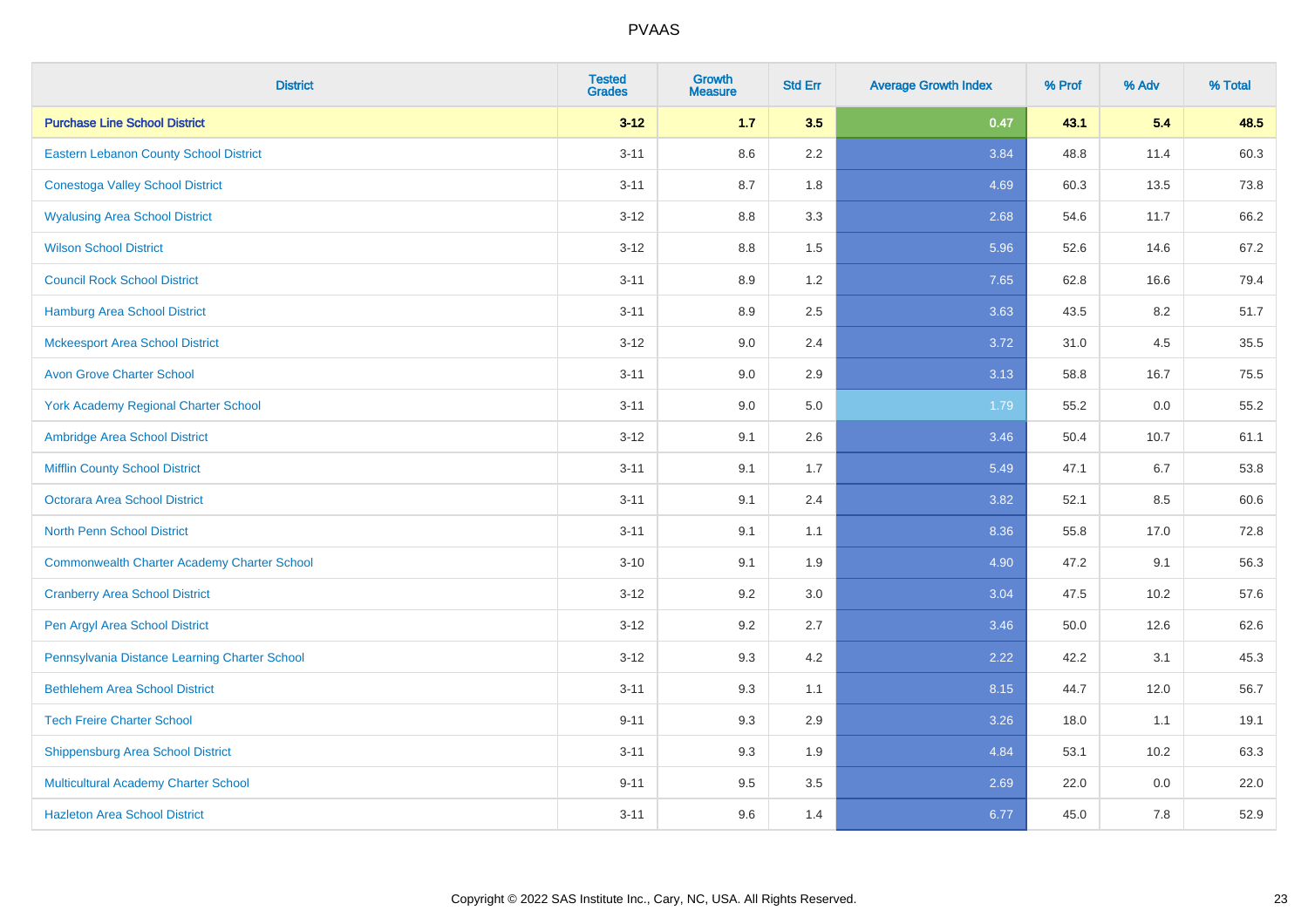# PVAAS

| District | Tested Grades | Growth Measure | Std Err | Average Growth Index | % Prof | % Adv | % Total |
|---|---|---|---|---|---|---|---|
| **Purchase Line School District** | **3-12** | **1.7** | **3.5** | **0.47** | **43.1** | **5.4** | **48.5** |
| Eastern Lebanon County School District | 3-11 | 8.6 | 2.2 | 3.84 | 48.8 | 11.4 | 60.3 |
| Conestoga Valley School District | 3-11 | 8.7 | 1.8 | 4.69 | 60.3 | 13.5 | 73.8 |
| Wyalusing Area School District | 3-12 | 8.8 | 3.3 | 2.68 | 54.6 | 11.7 | 66.2 |
| Wilson School District | 3-12 | 8.8 | 1.5 | 5.96 | 52.6 | 14.6 | 67.2 |
| Council Rock School District | 3-11 | 8.9 | 1.2 | 7.65 | 62.8 | 16.6 | 79.4 |
| Hamburg Area School District | 3-11 | 8.9 | 2.5 | 3.63 | 43.5 | 8.2 | 51.7 |
| Mckeesport Area School District | 3-12 | 9.0 | 2.4 | 3.72 | 31.0 | 4.5 | 35.5 |
| Avon Grove Charter School | 3-11 | 9.0 | 2.9 | 3.13 | 58.8 | 16.7 | 75.5 |
| York Academy Regional Charter School | 3-11 | 9.0 | 5.0 | 1.79 | 55.2 | 0.0 | 55.2 |
| Ambridge Area School District | 3-12 | 9.1 | 2.6 | 3.46 | 50.4 | 10.7 | 61.1 |
| Mifflin County School District | 3-11 | 9.1 | 1.7 | 5.49 | 47.1 | 6.7 | 53.8 |
| Octorara Area School District | 3-11 | 9.1 | 2.4 | 3.82 | 52.1 | 8.5 | 60.6 |
| North Penn School District | 3-11 | 9.1 | 1.1 | 8.36 | 55.8 | 17.0 | 72.8 |
| Commonwealth Charter Academy Charter School | 3-10 | 9.1 | 1.9 | 4.90 | 47.2 | 9.1 | 56.3 |
| Cranberry Area School District | 3-12 | 9.2 | 3.0 | 3.04 | 47.5 | 10.2 | 57.6 |
| Pen Argyl Area School District | 3-12 | 9.2 | 2.7 | 3.46 | 50.0 | 12.6 | 62.6 |
| Pennsylvania Distance Learning Charter School | 3-12 | 9.3 | 4.2 | 2.22 | 42.2 | 3.1 | 45.3 |
| Bethlehem Area School District | 3-11 | 9.3 | 1.1 | 8.15 | 44.7 | 12.0 | 56.7 |
| Tech Freire Charter School | 9-11 | 9.3 | 2.9 | 3.26 | 18.0 | 1.1 | 19.1 |
| Shippensburg Area School District | 3-11 | 9.3 | 1.9 | 4.84 | 53.1 | 10.2 | 63.3 |
| Multicultural Academy Charter School | 9-11 | 9.5 | 3.5 | 2.69 | 22.0 | 0.0 | 22.0 |
| Hazleton Area School District | 3-11 | 9.6 | 1.4 | 6.77 | 45.0 | 7.8 | 52.9 |

Copyright © 2022 SAS Institute Inc., Cary, NC, USA. All Rights Reserved.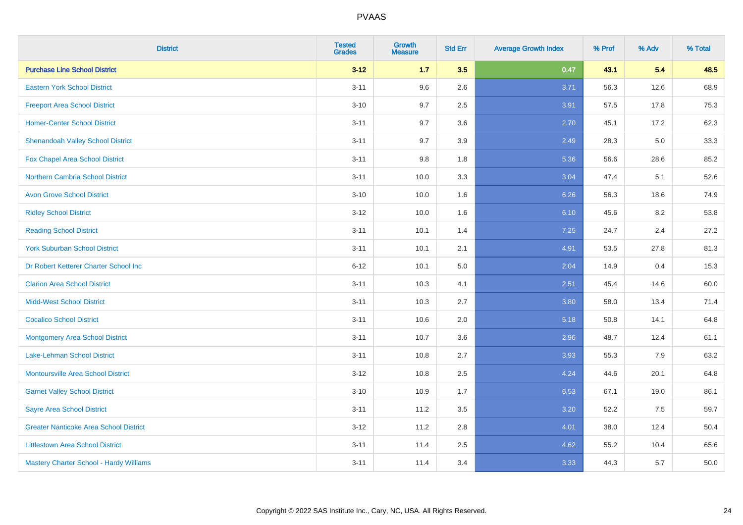PVAAS

| District | Tested Grades | Growth Measure | Std Err | Average Growth Index | % Prof | % Adv | % Total |
|---|---|---|---|---|---|---|---|
| **Purchase Line School District** | **3-12** | **1.7** | **3.5** | **0.47** | **43.1** | **5.4** | **48.5** |
| Eastern York School District | 3-11 | 9.6 | 2.6 | 3.71 | 56.3 | 12.6 | 68.9 |
| Freeport Area School District | 3-10 | 9.7 | 2.5 | 3.91 | 57.5 | 17.8 | 75.3 |
| Homer-Center School District | 3-11 | 9.7 | 3.6 | 2.70 | 45.1 | 17.2 | 62.3 |
| Shenandoah Valley School District | 3-11 | 9.7 | 3.9 | 2.49 | 28.3 | 5.0 | 33.3 |
| Fox Chapel Area School District | 3-11 | 9.8 | 1.8 | 5.36 | 56.6 | 28.6 | 85.2 |
| Northern Cambria School District | 3-11 | 10.0 | 3.3 | 3.04 | 47.4 | 5.1 | 52.6 |
| Avon Grove School District | 3-10 | 10.0 | 1.6 | 6.26 | 56.3 | 18.6 | 74.9 |
| Ridley School District | 3-12 | 10.0 | 1.6 | 6.10 | 45.6 | 8.2 | 53.8 |
| Reading School District | 3-11 | 10.1 | 1.4 | 7.25 | 24.7 | 2.4 | 27.2 |
| York Suburban School District | 3-11 | 10.1 | 2.1 | 4.91 | 53.5 | 27.8 | 81.3 |
| Dr Robert Ketterer Charter School Inc | 6-12 | 10.1 | 5.0 | 2.04 | 14.9 | 0.4 | 15.3 |
| Clarion Area School District | 3-11 | 10.3 | 4.1 | 2.51 | 45.4 | 14.6 | 60.0 |
| Midd-West School District | 3-11 | 10.3 | 2.7 | 3.80 | 58.0 | 13.4 | 71.4 |
| Cocalico School District | 3-11 | 10.6 | 2.0 | 5.18 | 50.8 | 14.1 | 64.8 |
| Montgomery Area School District | 3-11 | 10.7 | 3.6 | 2.96 | 48.7 | 12.4 | 61.1 |
| Lake-Lehman School District | 3-11 | 10.8 | 2.7 | 3.93 | 55.3 | 7.9 | 63.2 |
| Montoursville Area School District | 3-12 | 10.8 | 2.5 | 4.24 | 44.6 | 20.1 | 64.8 |
| Garnet Valley School District | 3-10 | 10.9 | 1.7 | 6.53 | 67.1 | 19.0 | 86.1 |
| Sayre Area School District | 3-11 | 11.2 | 3.5 | 3.20 | 52.2 | 7.5 | 59.7 |
| Greater Nanticoke Area School District | 3-12 | 11.2 | 2.8 | 4.01 | 38.0 | 12.4 | 50.4 |
| Littlestown Area School District | 3-11 | 11.4 | 2.5 | 4.62 | 55.2 | 10.4 | 65.6 |
| Mastery Charter School - Hardy Williams | 3-11 | 11.4 | 3.4 | 3.33 | 44.3 | 5.7 | 50.0 |

Copyright © 2022 SAS Institute Inc., Cary, NC, USA. All Rights Reserved.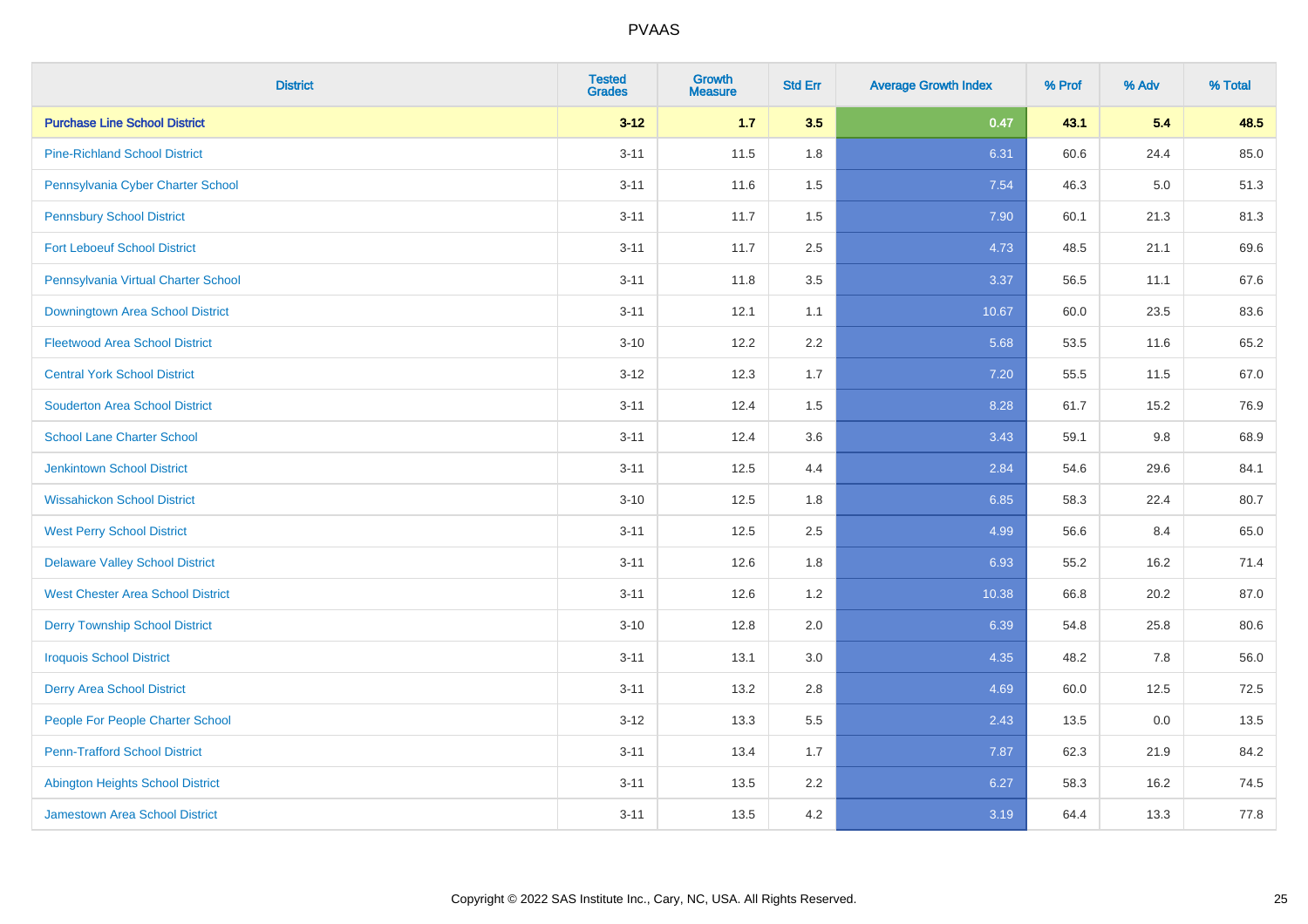# PVAAS

| District | Tested Grades | Growth Measure | Std Err | Average Growth Index | % Prof | % Adv | % Total |
|---|---|---|---|---|---|---|---|
| **Purchase Line School District** | **3-12** | **1.7** | **3.5** | **0.47** | **43.1** | **5.4** | **48.5** |
| Pine-Richland School District | 3-11 | 11.5 | 1.8 | 6.31 | 60.6 | 24.4 | 85.0 |
| Pennsylvania Cyber Charter School | 3-11 | 11.6 | 1.5 | 7.54 | 46.3 | 5.0 | 51.3 |
| Pennsbury School District | 3-11 | 11.7 | 1.5 | 7.90 | 60.1 | 21.3 | 81.3 |
| Fort Leboeuf School District | 3-11 | 11.7 | 2.5 | 4.73 | 48.5 | 21.1 | 69.6 |
| Pennsylvania Virtual Charter School | 3-11 | 11.8 | 3.5 | 3.37 | 56.5 | 11.1 | 67.6 |
| Downingtown Area School District | 3-11 | 12.1 | 1.1 | 10.67 | 60.0 | 23.5 | 83.6 |
| Fleetwood Area School District | 3-10 | 12.2 | 2.2 | 5.68 | 53.5 | 11.6 | 65.2 |
| Central York School District | 3-12 | 12.3 | 1.7 | 7.20 | 55.5 | 11.5 | 67.0 |
| Souderton Area School District | 3-11 | 12.4 | 1.5 | 8.28 | 61.7 | 15.2 | 76.9 |
| School Lane Charter School | 3-11 | 12.4 | 3.6 | 3.43 | 59.1 | 9.8 | 68.9 |
| Jenkintown School District | 3-11 | 12.5 | 4.4 | 2.84 | 54.6 | 29.6 | 84.1 |
| Wissahickon School District | 3-10 | 12.5 | 1.8 | 6.85 | 58.3 | 22.4 | 80.7 |
| West Perry School District | 3-11 | 12.5 | 2.5 | 4.99 | 56.6 | 8.4 | 65.0 |
| Delaware Valley School District | 3-11 | 12.6 | 1.8 | 6.93 | 55.2 | 16.2 | 71.4 |
| West Chester Area School District | 3-11 | 12.6 | 1.2 | 10.38 | 66.8 | 20.2 | 87.0 |
| Derry Township School District | 3-10 | 12.8 | 2.0 | 6.39 | 54.8 | 25.8 | 80.6 |
| Iroquois School District | 3-11 | 13.1 | 3.0 | 4.35 | 48.2 | 7.8 | 56.0 |
| Derry Area School District | 3-11 | 13.2 | 2.8 | 4.69 | 60.0 | 12.5 | 72.5 |
| People For People Charter School | 3-12 | 13.3 | 5.5 | 2.43 | 13.5 | 0.0 | 13.5 |
| Penn-Trafford School District | 3-11 | 13.4 | 1.7 | 7.87 | 62.3 | 21.9 | 84.2 |
| Abington Heights School District | 3-11 | 13.5 | 2.2 | 6.27 | 58.3 | 16.2 | 74.5 |
| Jamestown Area School District | 3-11 | 13.5 | 4.2 | 3.19 | 64.4 | 13.3 | 77.8 |

Copyright © 2022 SAS Institute Inc., Cary, NC, USA. All Rights Reserved.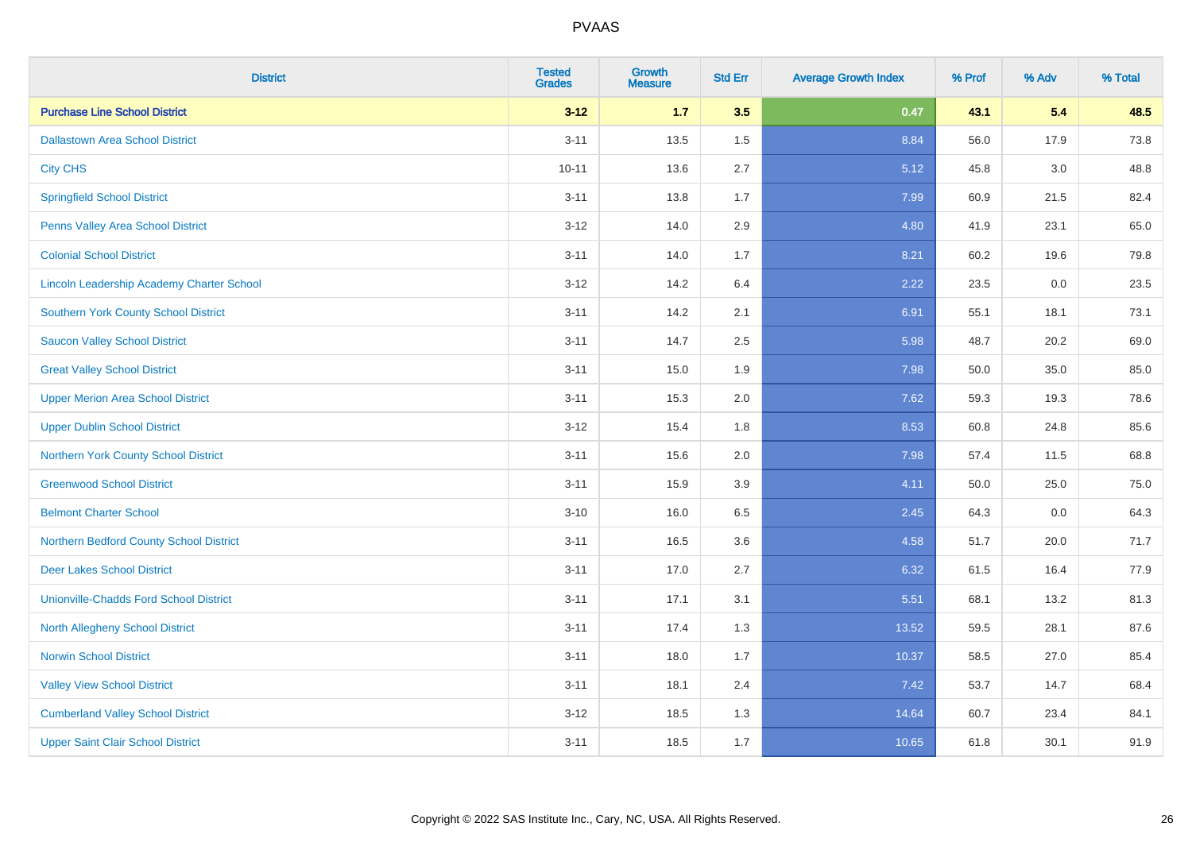# PVAAS

| District | Tested Grades | Growth Measure | Std Err | Average Growth Index | % Prof | % Adv | % Total |
|---|---|---|---|---|---|---|---|
| **Purchase Line School District** | **3-12** | **1.7** | **3.5** | **0.47** | **43.1** | **5.4** | **48.5** |
| Dallastown Area School District | 3-11 | 13.5 | 1.5 | 8.84 | 56.0 | 17.9 | 73.8 |
| City CHS | 10-11 | 13.6 | 2.7 | 5.12 | 45.8 | 3.0 | 48.8 |
| Springfield School District | 3-11 | 13.8 | 1.7 | 7.99 | 60.9 | 21.5 | 82.4 |
| Penns Valley Area School District | 3-12 | 14.0 | 2.9 | 4.80 | 41.9 | 23.1 | 65.0 |
| Colonial School District | 3-11 | 14.0 | 1.7 | 8.21 | 60.2 | 19.6 | 79.8 |
| Lincoln Leadership Academy Charter School | 3-12 | 14.2 | 6.4 | 2.22 | 23.5 | 0.0 | 23.5 |
| Southern York County School District | 3-11 | 14.2 | 2.1 | 6.91 | 55.1 | 18.1 | 73.1 |
| Saucon Valley School District | 3-11 | 14.7 | 2.5 | 5.98 | 48.7 | 20.2 | 69.0 |
| Great Valley School District | 3-11 | 15.0 | 1.9 | 7.98 | 50.0 | 35.0 | 85.0 |
| Upper Merion Area School District | 3-11 | 15.3 | 2.0 | 7.62 | 59.3 | 19.3 | 78.6 |
| Upper Dublin School District | 3-12 | 15.4 | 1.8 | 8.53 | 60.8 | 24.8 | 85.6 |
| Northern York County School District | 3-11 | 15.6 | 2.0 | 7.98 | 57.4 | 11.5 | 68.8 |
| Greenwood School District | 3-11 | 15.9 | 3.9 | 4.11 | 50.0 | 25.0 | 75.0 |
| Belmont Charter School | 3-10 | 16.0 | 6.5 | 2.45 | 64.3 | 0.0 | 64.3 |
| Northern Bedford County School District | 3-11 | 16.5 | 3.6 | 4.58 | 51.7 | 20.0 | 71.7 |
| Deer Lakes School District | 3-11 | 17.0 | 2.7 | 6.32 | 61.5 | 16.4 | 77.9 |
| Unionville-Chadds Ford School District | 3-11 | 17.1 | 3.1 | 5.51 | 68.1 | 13.2 | 81.3 |
| North Allegheny School District | 3-11 | 17.4 | 1.3 | 13.52 | 59.5 | 28.1 | 87.6 |
| Norwin School District | 3-11 | 18.0 | 1.7 | 10.37 | 58.5 | 27.0 | 85.4 |
| Valley View School District | 3-11 | 18.1 | 2.4 | 7.42 | 53.7 | 14.7 | 68.4 |
| Cumberland Valley School District | 3-12 | 18.5 | 1.3 | 14.64 | 60.7 | 23.4 | 84.1 |
| Upper Saint Clair School District | 3-11 | 18.5 | 1.7 | 10.65 | 61.8 | 30.1 | 91.9 |

Copyright © 2022 SAS Institute Inc., Cary, NC, USA. All Rights Reserved.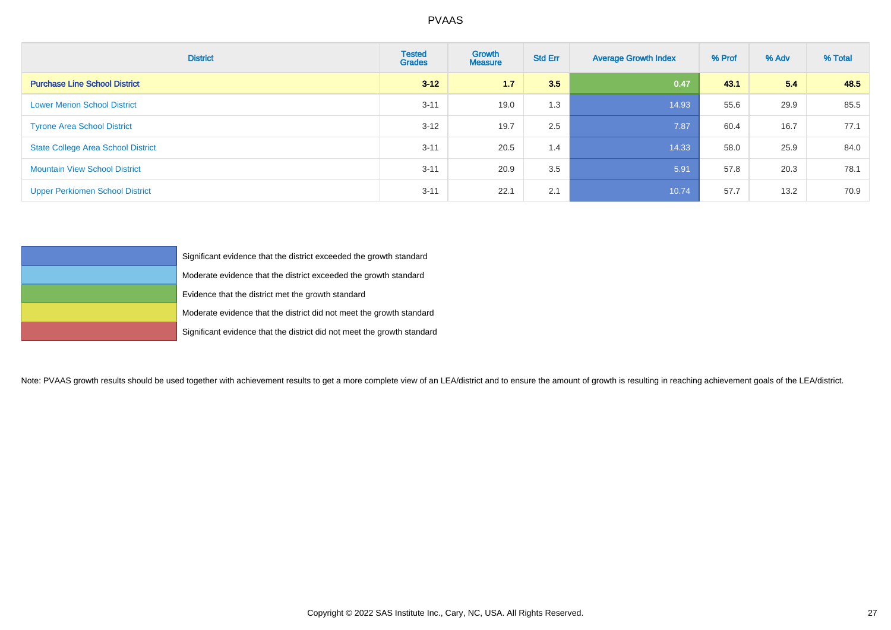# PVAAS

| District | Tested Grades | Growth Measure | Std Err | Average Growth Index | % Prof | % Adv | % Total |
|---|---|---|---|---|---|---|---|
| **Purchase Line School District** | **3-12** | **1.7** | **3.5** | **0.47** | **43.1** | **5.4** | **48.5** |
| Lower Merion School District | 3-11 | 19.0 | 1.3 | 14.93 | 55.6 | 29.9 | 85.5 |
| Tyrone Area School District | 3-12 | 19.7 | 2.5 | 7.87 | 60.4 | 16.7 | 77.1 |
| State College Area School District | 3-11 | 20.5 | 1.4 | 14.33 | 58.0 | 25.9 | 84.0 |
| Mountain View School District | 3-11 | 20.9 | 3.5 | 5.91 | 57.8 | 20.3 | 78.1 |
| Upper Perkiomen School District | 3-11 | 22.1 | 2.1 | 10.74 | 57.7 | 13.2 | 70.9 |

- Significant evidence that the district exceeded the growth standard
- Moderate evidence that the district exceeded the growth standard
- Evidence that the district met the growth standard
- Moderate evidence that the district did not meet the growth standard
- Significant evidence that the district did not meet the growth standard

Note: PVAAS growth results should be used together with achievement results to get a more complete view of an LEA/district and to ensure the amount of growth is resulting in reaching achievement goals of the LEA/district.

Copyright © 2022 SAS Institute Inc., Cary, NC, USA. All Rights Reserved.